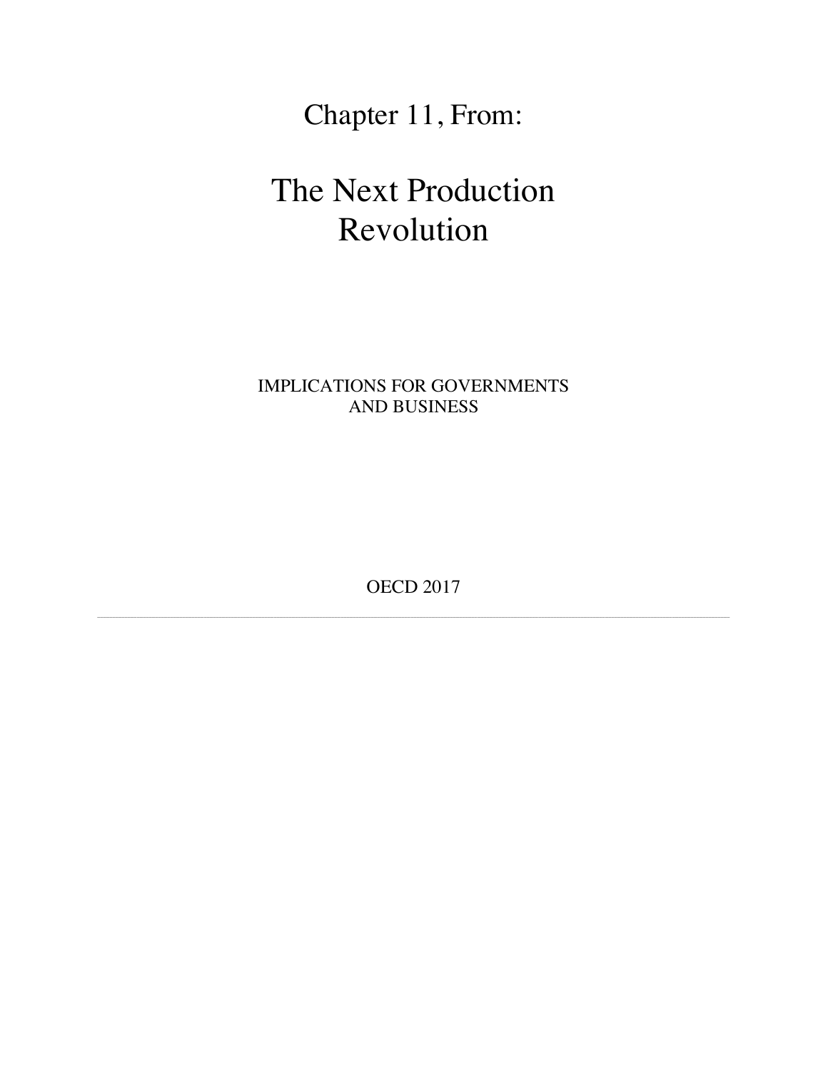# Chapter 11, From:

# The Next Production Revolution

IMPLICATIONS FOR GOVERNMENTS AND BUSINESS

OECD 2017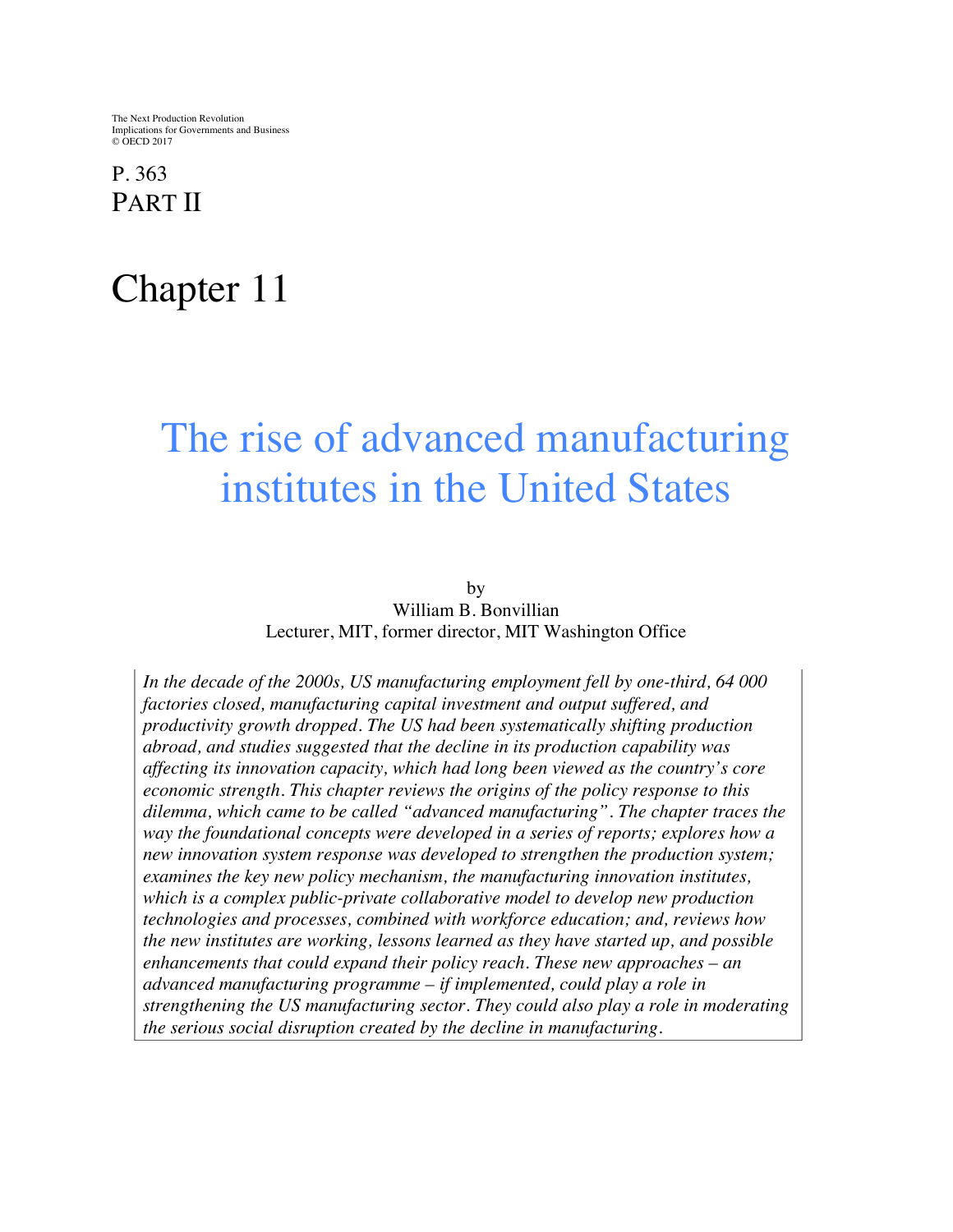The Next Production Revolution
Implications for Governments and Business
© OECD 2017

P. 363
PART II

# Chapter 11

## The rise of advanced manufacturing institutes in the United States

by
William B. Bonvillian
Lecturer, MIT, former director, MIT Washington Office

*In the decade of the 2000s, US manufacturing employment fell by one-third, 64 000 factories closed, manufacturing capital investment and output suffered, and productivity growth dropped. The US had been systematically shifting production abroad, and studies suggested that the decline in its production capability was affecting its innovation capacity, which had long been viewed as the country's core economic strength. This chapter reviews the origins of the policy response to this dilemma, which came to be called "advanced manufacturing". The chapter traces the way the foundational concepts were developed in a series of reports; explores how a new innovation system response was developed to strengthen the production system; examines the key new policy mechanism, the manufacturing innovation institutes, which is a complex public-private collaborative model to develop new production technologies and processes, combined with workforce education; and, reviews how the new institutes are working, lessons learned as they have started up, and possible enhancements that could expand their policy reach. These new approaches – an advanced manufacturing programme – if implemented, could play a role in strengthening the US manufacturing sector. They could also play a role in moderating the serious social disruption created by the decline in manufacturing.*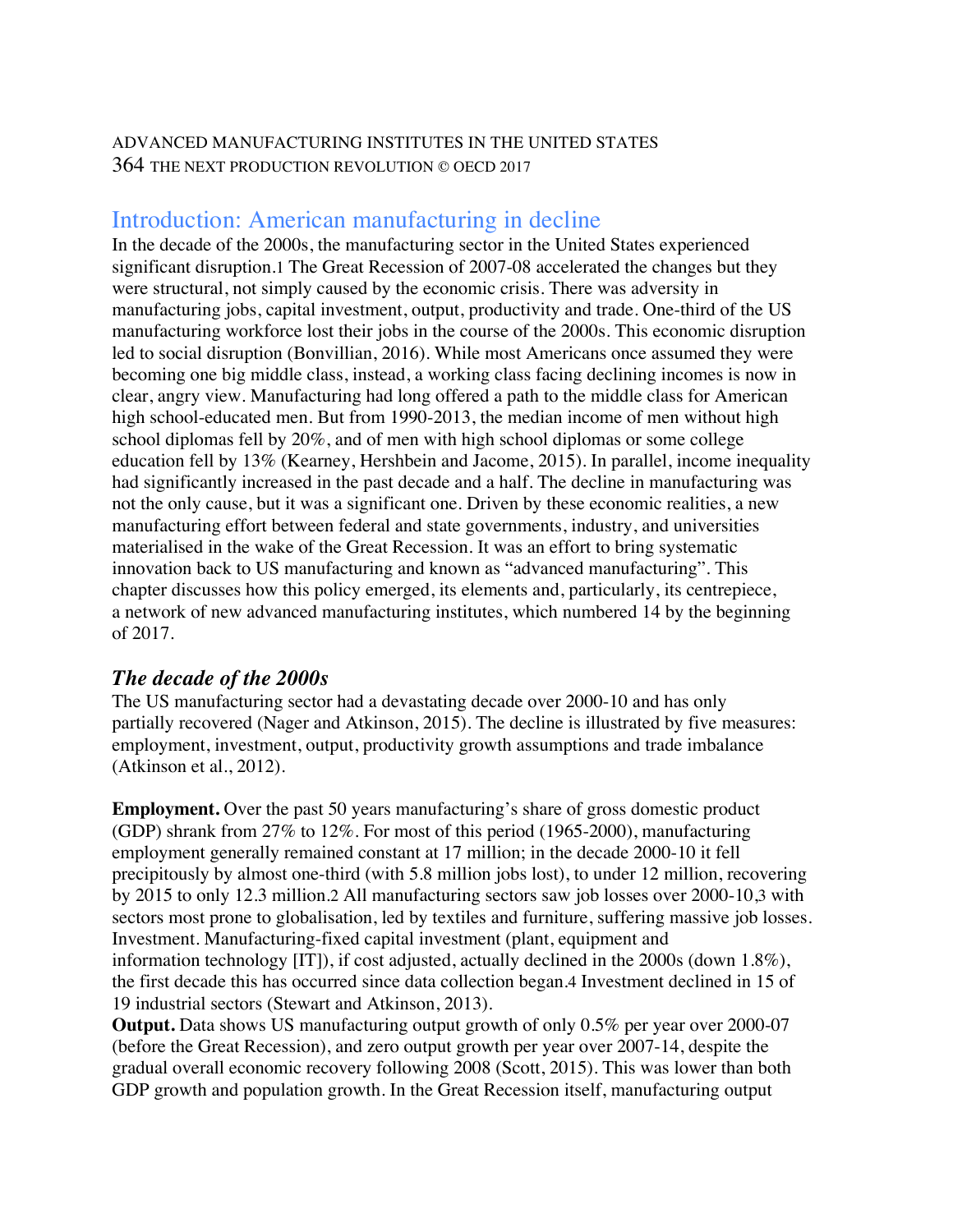## Introduction: American manufacturing in decline

In the decade of the 2000s, the manufacturing sector in the United States experienced significant disruption.[1] The Great Recession of 2007-08 accelerated the changes but they were structural, not simply caused by the economic crisis. There was adversity in manufacturing jobs, capital investment, output, productivity and trade. One-third of the US manufacturing workforce lost their jobs in the course of the 2000s. This economic disruption led to social disruption (Bonvillian, 2016). While most Americans once assumed they were becoming one big middle class, instead, a working class facing declining incomes is now in clear, angry view. Manufacturing had long offered a path to the middle class for American high school-educated men. But from 1990-2013, the median income of men without high school diplomas fell by 20%, and of men with high school diplomas or some college education fell by 13% (Kearney, Hershbein and Jacome, 2015). In parallel, income inequality had significantly increased in the past decade and a half. The decline in manufacturing was not the only cause, but it was a significant one. Driven by these economic realities, a new manufacturing effort between federal and state governments, industry, and universities materialised in the wake of the Great Recession. It was an effort to bring systematic innovation back to US manufacturing and known as "advanced manufacturing". This chapter discusses how this policy emerged, its elements and, particularly, its centrepiece, a network of new advanced manufacturing institutes, which numbered 14 by the beginning of 2017.

### *The decade of the 2000s*

The US manufacturing sector had a devastating decade over 2000-10 and has only partially recovered (Nager and Atkinson, 2015). The decline is illustrated by five measures: employment, investment, output, productivity growth assumptions and trade imbalance (Atkinson et al., 2012).

**Employment.** Over the past 50 years manufacturing's share of gross domestic product (GDP) shrank from 27% to 12%. For most of this period (1965-2000), manufacturing employment generally remained constant at 17 million; in the decade 2000-10 it fell precipitously by almost one-third (with 5.8 million jobs lost), to under 12 million, recovering by 2015 to only 12.3 million.[2] All manufacturing sectors saw job losses over 2000-10,[3] with sectors most prone to globalisation, led by textiles and furniture, suffering massive job losses. Investment. Manufacturing-fixed capital investment (plant, equipment and information technology [IT]), if cost adjusted, actually declined in the 2000s (down 1.8%), the first decade this has occurred since data collection began.[4] Investment declined in 15 of 19 industrial sectors (Stewart and Atkinson, 2013).

**Output.** Data shows US manufacturing output growth of only 0.5% per year over 2000-07 (before the Great Recession), and zero output growth per year over 2007-14, despite the gradual overall economic recovery following 2008 (Scott, 2015). This was lower than both GDP growth and population growth. In the Great Recession itself, manufacturing output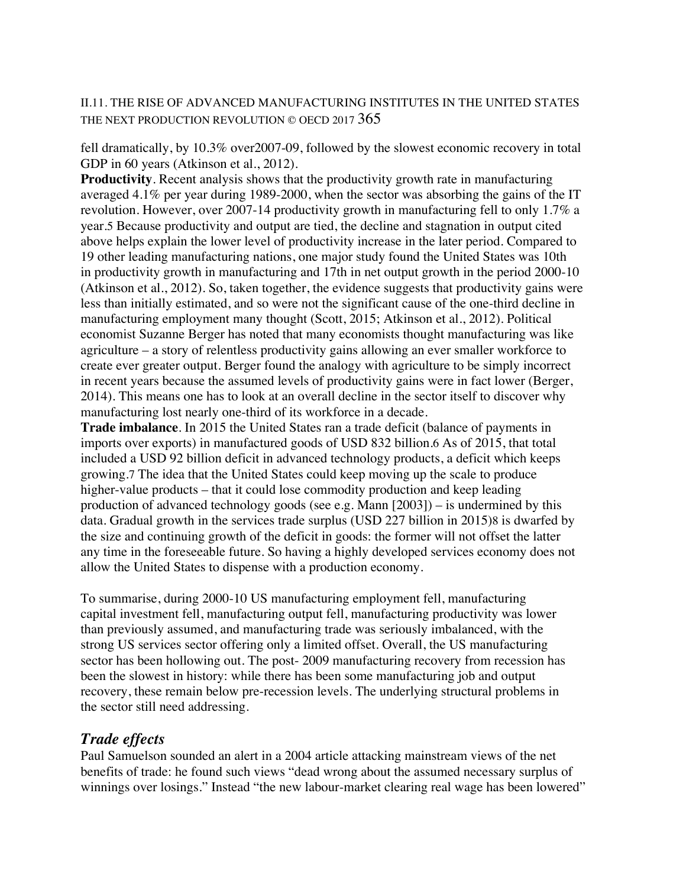fell dramatically, by 10.3% over2007-09, followed by the slowest economic recovery in total GDP in 60 years (Atkinson et al., 2012).

**Productivity**. Recent analysis shows that the productivity growth rate in manufacturing averaged 4.1% per year during 1989-2000, when the sector was absorbing the gains of the IT revolution. However, over 2007-14 productivity growth in manufacturing fell to only 1.7% a year.[5] Because productivity and output are tied, the decline and stagnation in output cited above helps explain the lower level of productivity increase in the later period. Compared to 19 other leading manufacturing nations, one major study found the United States was 10th in productivity growth in manufacturing and 17th in net output growth in the period 2000-10 (Atkinson et al., 2012). So, taken together, the evidence suggests that productivity gains were less than initially estimated, and so were not the significant cause of the one-third decline in manufacturing employment many thought (Scott, 2015; Atkinson et al., 2012). Political economist Suzanne Berger has noted that many economists thought manufacturing was like agriculture – a story of relentless productivity gains allowing an ever smaller workforce to create ever greater output. Berger found the analogy with agriculture to be simply incorrect in recent years because the assumed levels of productivity gains were in fact lower (Berger, 2014). This means one has to look at an overall decline in the sector itself to discover why manufacturing lost nearly one-third of its workforce in a decade.

**Trade imbalance**. In 2015 the United States ran a trade deficit (balance of payments in imports over exports) in manufactured goods of USD 832 billion.[6] As of 2015, that total included a USD 92 billion deficit in advanced technology products, a deficit which keeps growing.[7] The idea that the United States could keep moving up the scale to produce higher-value products – that it could lose commodity production and keep leading production of advanced technology goods (see e.g. Mann [2003]) – is undermined by this data. Gradual growth in the services trade surplus (USD 227 billion in 2015)[8] is dwarfed by the size and continuing growth of the deficit in goods: the former will not offset the latter any time in the foreseeable future. So having a highly developed services economy does not allow the United States to dispense with a production economy.

To summarise, during 2000-10 US manufacturing employment fell, manufacturing capital investment fell, manufacturing output fell, manufacturing productivity was lower than previously assumed, and manufacturing trade was seriously imbalanced, with the strong US services sector offering only a limited offset. Overall, the US manufacturing sector has been hollowing out. The post- 2009 manufacturing recovery from recession has been the slowest in history: while there has been some manufacturing job and output recovery, these remain below pre-recession levels. The underlying structural problems in the sector still need addressing.

### *Trade effects*

Paul Samuelson sounded an alert in a 2004 article attacking mainstream views of the net benefits of trade: he found such views "dead wrong about the assumed necessary surplus of winnings over losings." Instead "the new labour-market clearing real wage has been lowered"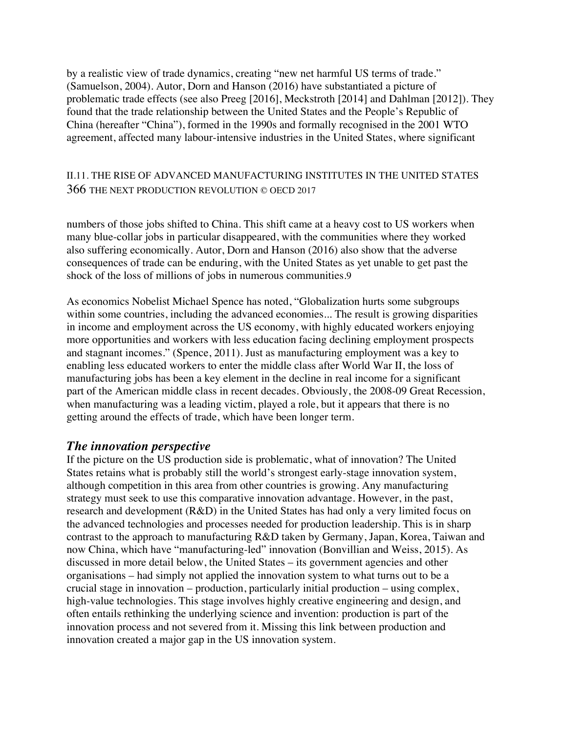by a realistic view of trade dynamics, creating "new net harmful US terms of trade." (Samuelson, 2004). Autor, Dorn and Hanson (2016) have substantiated a picture of problematic trade effects (see also Preeg [2016], Meckstroth [2014] and Dahlman [2012]). They found that the trade relationship between the United States and the People's Republic of China (hereafter "China"), formed in the 1990s and formally recognised in the 2001 WTO agreement, affected many labour-intensive industries in the United States, where significant numbers of those jobs shifted to China. This shift came at a heavy cost to US workers when many blue-collar jobs in particular disappeared, with the communities where they worked also suffering economically. Autor, Dorn and Hanson (2016) also show that the adverse consequences of trade can be enduring, with the United States as yet unable to get past the shock of the loss of millions of jobs in numerous communities.[9]

As economics Nobelist Michael Spence has noted, "Globalization hurts some subgroups within some countries, including the advanced economies... The result is growing disparities in income and employment across the US economy, with highly educated workers enjoying more opportunities and workers with less education facing declining employment prospects and stagnant incomes." (Spence, 2011). Just as manufacturing employment was a key to enabling less educated workers to enter the middle class after World War II, the loss of manufacturing jobs has been a key element in the decline in real income for a significant part of the American middle class in recent decades. Obviously, the 2008-09 Great Recession, when manufacturing was a leading victim, played a role, but it appears that there is no getting around the effects of trade, which have been longer term.

### *The innovation perspective*

If the picture on the US production side is problematic, what of innovation? The United States retains what is probably still the world's strongest early-stage innovation system, although competition in this area from other countries is growing. Any manufacturing strategy must seek to use this comparative innovation advantage. However, in the past, research and development (R&D) in the United States has had only a very limited focus on the advanced technologies and processes needed for production leadership. This is in sharp contrast to the approach to manufacturing R&D taken by Germany, Japan, Korea, Taiwan and now China, which have "manufacturing-led" innovation (Bonvillian and Weiss, 2015). As discussed in more detail below, the United States – its government agencies and other organisations – had simply not applied the innovation system to what turns out to be a crucial stage in innovation – production, particularly initial production – using complex, high-value technologies. This stage involves highly creative engineering and design, and often entails rethinking the underlying science and invention: production is part of the innovation process and not severed from it. Missing this link between production and innovation created a major gap in the US innovation system.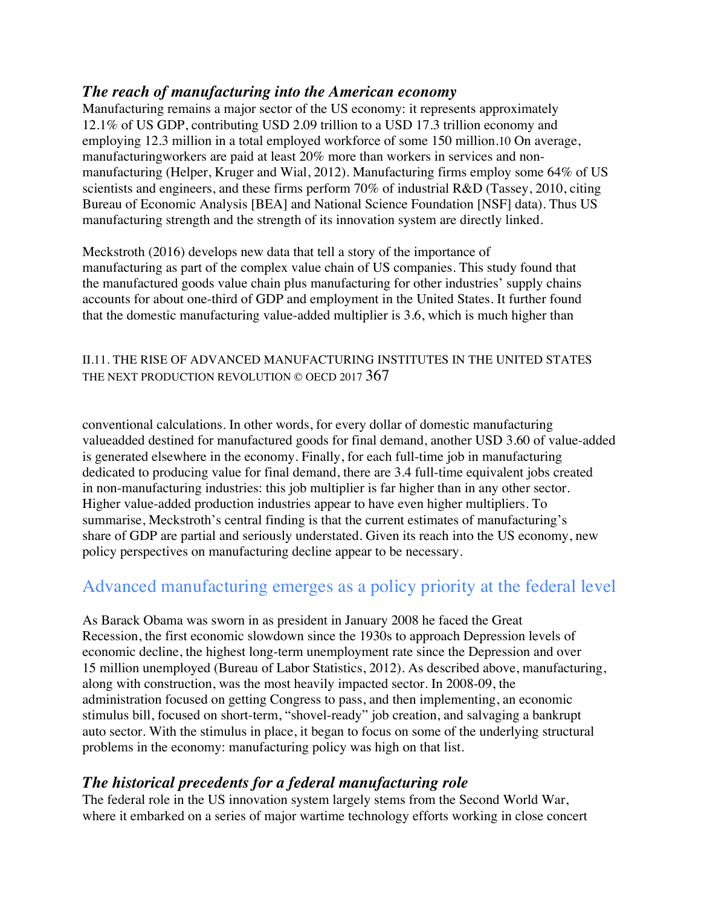### *The reach of manufacturing into the American economy*

Manufacturing remains a major sector of the US economy: it represents approximately 12.1% of US GDP, contributing USD 2.09 trillion to a USD 17.3 trillion economy and employing 12.3 million in a total employed workforce of some 150 million.10 On average, manufacturingworkers are paid at least 20% more than workers in services and non-manufacturing (Helper, Kruger and Wial, 2012). Manufacturing firms employ some 64% of US scientists and engineers, and these firms perform 70% of industrial R&D (Tassey, 2010, citing Bureau of Economic Analysis [BEA] and National Science Foundation [NSF] data). Thus US manufacturing strength and the strength of its innovation system are directly linked.

Meckstroth (2016) develops new data that tell a story of the importance of manufacturing as part of the complex value chain of US companies. This study found that the manufactured goods value chain plus manufacturing for other industries' supply chains accounts for about one-third of GDP and employment in the United States. It further found that the domestic manufacturing value-added multiplier is 3.6, which is much higher than conventional calculations. In other words, for every dollar of domestic manufacturing valueadded destined for manufactured goods for final demand, another USD 3.60 of value-added is generated elsewhere in the economy. Finally, for each full-time job in manufacturing dedicated to producing value for final demand, there are 3.4 full-time equivalent jobs created in non-manufacturing industries: this job multiplier is far higher than in any other sector. Higher value-added production industries appear to have even higher multipliers. To summarise, Meckstroth's central finding is that the current estimates of manufacturing's share of GDP are partial and seriously understated. Given its reach into the US economy, new policy perspectives on manufacturing decline appear to be necessary.

## Advanced manufacturing emerges as a policy priority at the federal level

As Barack Obama was sworn in as president in January 2008 he faced the Great Recession, the first economic slowdown since the 1930s to approach Depression levels of economic decline, the highest long-term unemployment rate since the Depression and over 15 million unemployed (Bureau of Labor Statistics, 2012). As described above, manufacturing, along with construction, was the most heavily impacted sector. In 2008-09, the administration focused on getting Congress to pass, and then implementing, an economic stimulus bill, focused on short-term, "shovel-ready" job creation, and salvaging a bankrupt auto sector. With the stimulus in place, it began to focus on some of the underlying structural problems in the economy: manufacturing policy was high on that list.

### *The historical precedents for a federal manufacturing role*

The federal role in the US innovation system largely stems from the Second World War, where it embarked on a series of major wartime technology efforts working in close concert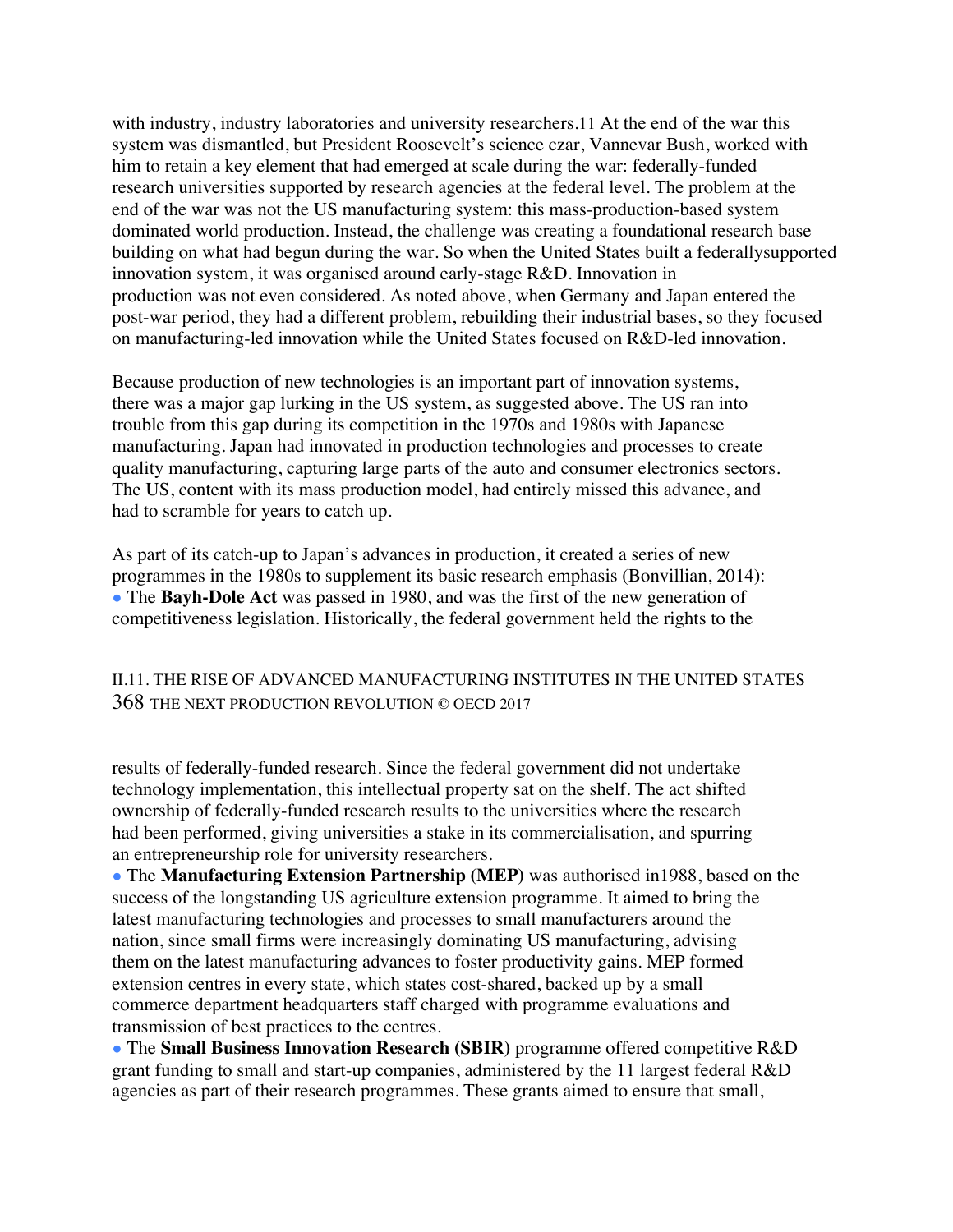with industry, industry laboratories and university researchers.[11] At the end of the war this system was dismantled, but President Roosevelt's science czar, Vannevar Bush, worked with him to retain a key element that had emerged at scale during the war: federally-funded research universities supported by research agencies at the federal level. The problem at the end of the war was not the US manufacturing system: this mass-production-based system dominated world production. Instead, the challenge was creating a foundational research base building on what had begun during the war. So when the United States built a federallysupported innovation system, it was organised around early-stage R&D. Innovation in production was not even considered. As noted above, when Germany and Japan entered the post-war period, they had a different problem, rebuilding their industrial bases, so they focused on manufacturing-led innovation while the United States focused on R&D-led innovation.

Because production of new technologies is an important part of innovation systems, there was a major gap lurking in the US system, as suggested above. The US ran into trouble from this gap during its competition in the 1970s and 1980s with Japanese manufacturing. Japan had innovated in production technologies and processes to create quality manufacturing, capturing large parts of the auto and consumer electronics sectors. The US, content with its mass production model, had entirely missed this advance, and had to scramble for years to catch up.

As part of its catch-up to Japan's advances in production, it created a series of new programmes in the 1980s to supplement its basic research emphasis (Bonvillian, 2014):

- The **Bayh-Dole Act** was passed in 1980, and was the first of the new generation of competitiveness legislation. Historically, the federal government held the rights to the results of federally-funded research. Since the federal government did not undertake technology implementation, this intellectual property sat on the shelf. The act shifted ownership of federally-funded research results to the universities where the research had been performed, giving universities a stake in its commercialisation, and spurring an entrepreneurship role for university researchers.
- The **Manufacturing Extension Partnership (MEP)** was authorised in1988, based on the success of the longstanding US agriculture extension programme. It aimed to bring the latest manufacturing technologies and processes to small manufacturers around the nation, since small firms were increasingly dominating US manufacturing, advising them on the latest manufacturing advances to foster productivity gains. MEP formed extension centres in every state, which states cost-shared, backed up by a small commerce department headquarters staff charged with programme evaluations and transmission of best practices to the centres.
- The **Small Business Innovation Research (SBIR)** programme offered competitive R&D grant funding to small and start-up companies, administered by the 11 largest federal R&D agencies as part of their research programmes. These grants aimed to ensure that small,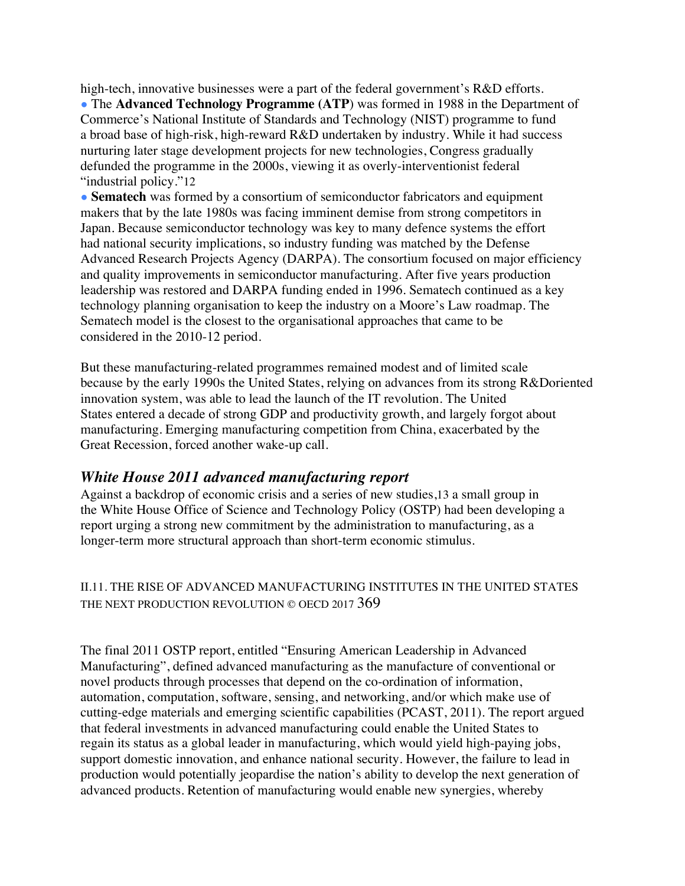high-tech, innovative businesses were a part of the federal government's R&D efforts.

- The **Advanced Technology Programme (ATP**) was formed in 1988 in the Department of Commerce's National Institute of Standards and Technology (NIST) programme to fund a broad base of high-risk, high-reward R&D undertaken by industry. While it had success nurturing later stage development projects for new technologies, Congress gradually defunded the programme in the 2000s, viewing it as overly-interventionist federal "industrial policy."[12]
- **Sematech** was formed by a consortium of semiconductor fabricators and equipment makers that by the late 1980s was facing imminent demise from strong competitors in Japan. Because semiconductor technology was key to many defence systems the effort had national security implications, so industry funding was matched by the Defense Advanced Research Projects Agency (DARPA). The consortium focused on major efficiency and quality improvements in semiconductor manufacturing. After five years production leadership was restored and DARPA funding ended in 1996. Sematech continued as a key technology planning organisation to keep the industry on a Moore's Law roadmap. The Sematech model is the closest to the organisational approaches that came to be considered in the 2010-12 period.

But these manufacturing-related programmes remained modest and of limited scale because by the early 1990s the United States, relying on advances from its strong R&Doriented innovation system, was able to lead the launch of the IT revolution. The United States entered a decade of strong GDP and productivity growth, and largely forgot about manufacturing. Emerging manufacturing competition from China, exacerbated by the Great Recession, forced another wake-up call.

### *White House 2011 advanced manufacturing report*

Against a backdrop of economic crisis and a series of new studies,[13] a small group in the White House Office of Science and Technology Policy (OSTP) had been developing a report urging a strong new commitment by the administration to manufacturing, as a longer-term more structural approach than short-term economic stimulus.

The final 2011 OSTP report, entitled "Ensuring American Leadership in Advanced Manufacturing", defined advanced manufacturing as the manufacture of conventional or novel products through processes that depend on the co-ordination of information, automation, computation, software, sensing, and networking, and/or which make use of cutting-edge materials and emerging scientific capabilities (PCAST, 2011). The report argued that federal investments in advanced manufacturing could enable the United States to regain its status as a global leader in manufacturing, which would yield high-paying jobs, support domestic innovation, and enhance national security. However, the failure to lead in production would potentially jeopardise the nation's ability to develop the next generation of advanced products. Retention of manufacturing would enable new synergies, whereby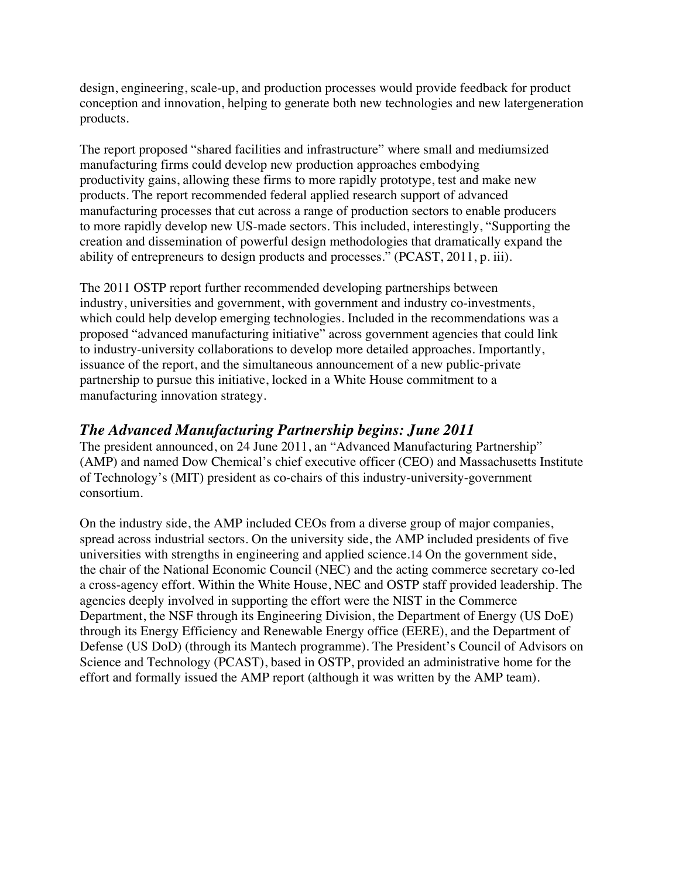design, engineering, scale-up, and production processes would provide feedback for product conception and innovation, helping to generate both new technologies and new latergeneration products.

The report proposed "shared facilities and infrastructure" where small and mediumsized manufacturing firms could develop new production approaches embodying productivity gains, allowing these firms to more rapidly prototype, test and make new products. The report recommended federal applied research support of advanced manufacturing processes that cut across a range of production sectors to enable producers to more rapidly develop new US-made sectors. This included, interestingly, "Supporting the creation and dissemination of powerful design methodologies that dramatically expand the ability of entrepreneurs to design products and processes." (PCAST, 2011, p. iii).

The 2011 OSTP report further recommended developing partnerships between industry, universities and government, with government and industry co-investments, which could help develop emerging technologies. Included in the recommendations was a proposed "advanced manufacturing initiative" across government agencies that could link to industry-university collaborations to develop more detailed approaches. Importantly, issuance of the report, and the simultaneous announcement of a new public-private partnership to pursue this initiative, locked in a White House commitment to a manufacturing innovation strategy.

## *The Advanced Manufacturing Partnership begins: June 2011*

The president announced, on 24 June 2011, an "Advanced Manufacturing Partnership" (AMP) and named Dow Chemical's chief executive officer (CEO) and Massachusetts Institute of Technology's (MIT) president as co-chairs of this industry-university-government consortium.

On the industry side, the AMP included CEOs from a diverse group of major companies, spread across industrial sectors. On the university side, the AMP included presidents of five universities with strengths in engineering and applied science.[14] On the government side, the chair of the National Economic Council (NEC) and the acting commerce secretary co-led a cross-agency effort. Within the White House, NEC and OSTP staff provided leadership. The agencies deeply involved in supporting the effort were the NIST in the Commerce Department, the NSF through its Engineering Division, the Department of Energy (US DoE) through its Energy Efficiency and Renewable Energy office (EERE), and the Department of Defense (US DoD) (through its Mantech programme). The President's Council of Advisors on Science and Technology (PCAST), based in OSTP, provided an administrative home for the effort and formally issued the AMP report (although it was written by the AMP team).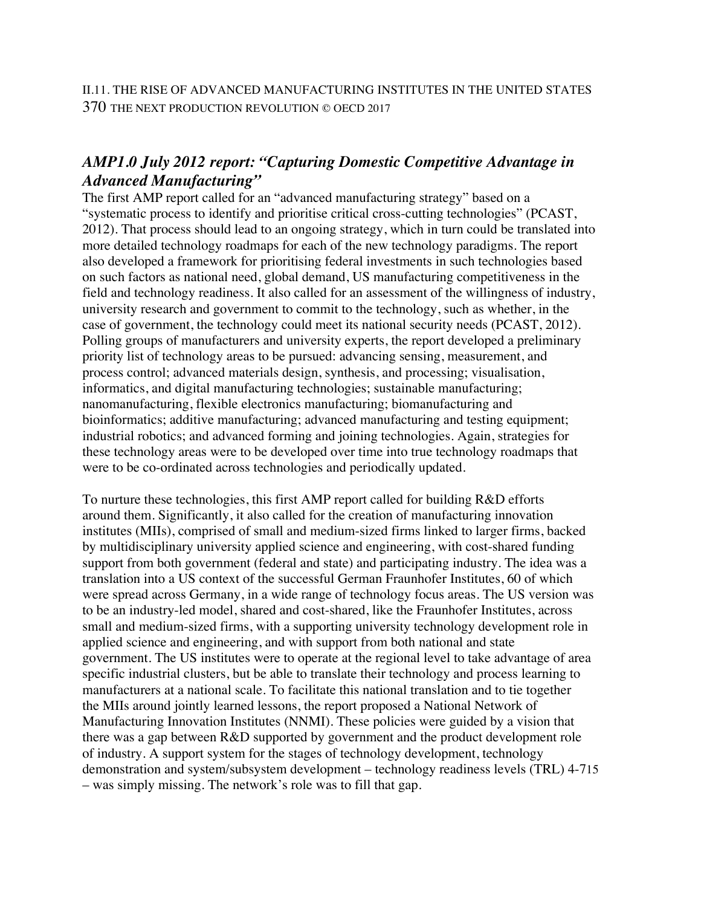## *AMP1.0 July 2012 report: "Capturing Domestic Competitive Advantage in Advanced Manufacturing"*

The first AMP report called for an "advanced manufacturing strategy" based on a "systematic process to identify and prioritise critical cross-cutting technologies" (PCAST, 2012). That process should lead to an ongoing strategy, which in turn could be translated into more detailed technology roadmaps for each of the new technology paradigms. The report also developed a framework for prioritising federal investments in such technologies based on such factors as national need, global demand, US manufacturing competitiveness in the field and technology readiness. It also called for an assessment of the willingness of industry, university research and government to commit to the technology, such as whether, in the case of government, the technology could meet its national security needs (PCAST, 2012). Polling groups of manufacturers and university experts, the report developed a preliminary priority list of technology areas to be pursued: advancing sensing, measurement, and process control; advanced materials design, synthesis, and processing; visualisation, informatics, and digital manufacturing technologies; sustainable manufacturing; nanomanufacturing, flexible electronics manufacturing; biomanufacturing and bioinformatics; additive manufacturing; advanced manufacturing and testing equipment; industrial robotics; and advanced forming and joining technologies. Again, strategies for these technology areas were to be developed over time into true technology roadmaps that were to be co-ordinated across technologies and periodically updated.

To nurture these technologies, this first AMP report called for building R&D efforts around them. Significantly, it also called for the creation of manufacturing innovation institutes (MIIs), comprised of small and medium-sized firms linked to larger firms, backed by multidisciplinary university applied science and engineering, with cost-shared funding support from both government (federal and state) and participating industry. The idea was a translation into a US context of the successful German Fraunhofer Institutes, 60 of which were spread across Germany, in a wide range of technology focus areas. The US version was to be an industry-led model, shared and cost-shared, like the Fraunhofer Institutes, across small and medium-sized firms, with a supporting university technology development role in applied science and engineering, and with support from both national and state government. The US institutes were to operate at the regional level to take advantage of area specific industrial clusters, but be able to translate their technology and process learning to manufacturers at a national scale. To facilitate this national translation and to tie together the MIIs around jointly learned lessons, the report proposed a National Network of Manufacturing Innovation Institutes (NNMI). These policies were guided by a vision that there was a gap between R&D supported by government and the product development role of industry. A support system for the stages of technology development, technology demonstration and system/subsystem development – technology readiness levels (TRL) 4-7[15] – was simply missing. The network's role was to fill that gap.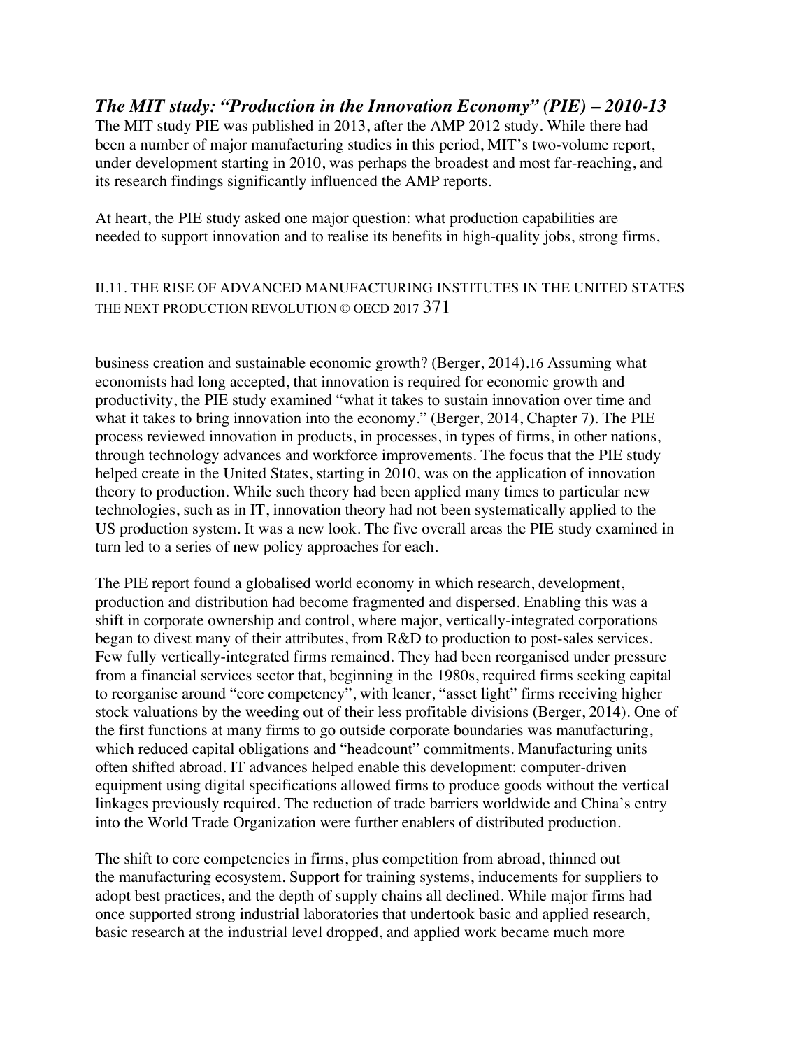## *The MIT study: "Production in the Innovation Economy" (PIE) – 2010-13*

The MIT study PIE was published in 2013, after the AMP 2012 study. While there had been a number of major manufacturing studies in this period, MIT's two-volume report, under development starting in 2010, was perhaps the broadest and most far-reaching, and its research findings significantly influenced the AMP reports.

At heart, the PIE study asked one major question: what production capabilities are needed to support innovation and to realise its benefits in high-quality jobs, strong firms, business creation and sustainable economic growth? (Berger, 2014).16 Assuming what economists had long accepted, that innovation is required for economic growth and productivity, the PIE study examined "what it takes to sustain innovation over time and what it takes to bring innovation into the economy." (Berger, 2014, Chapter 7). The PIE process reviewed innovation in products, in processes, in types of firms, in other nations, through technology advances and workforce improvements. The focus that the PIE study helped create in the United States, starting in 2010, was on the application of innovation theory to production. While such theory had been applied many times to particular new technologies, such as in IT, innovation theory had not been systematically applied to the US production system. It was a new look. The five overall areas the PIE study examined in turn led to a series of new policy approaches for each.

The PIE report found a globalised world economy in which research, development, production and distribution had become fragmented and dispersed. Enabling this was a shift in corporate ownership and control, where major, vertically-integrated corporations began to divest many of their attributes, from R&D to production to post-sales services. Few fully vertically-integrated firms remained. They had been reorganised under pressure from a financial services sector that, beginning in the 1980s, required firms seeking capital to reorganise around "core competency", with leaner, "asset light" firms receiving higher stock valuations by the weeding out of their less profitable divisions (Berger, 2014). One of the first functions at many firms to go outside corporate boundaries was manufacturing, which reduced capital obligations and "headcount" commitments. Manufacturing units often shifted abroad. IT advances helped enable this development: computer-driven equipment using digital specifications allowed firms to produce goods without the vertical linkages previously required. The reduction of trade barriers worldwide and China's entry into the World Trade Organization were further enablers of distributed production.

The shift to core competencies in firms, plus competition from abroad, thinned out the manufacturing ecosystem. Support for training systems, inducements for suppliers to adopt best practices, and the depth of supply chains all declined. While major firms had once supported strong industrial laboratories that undertook basic and applied research, basic research at the industrial level dropped, and applied work became much more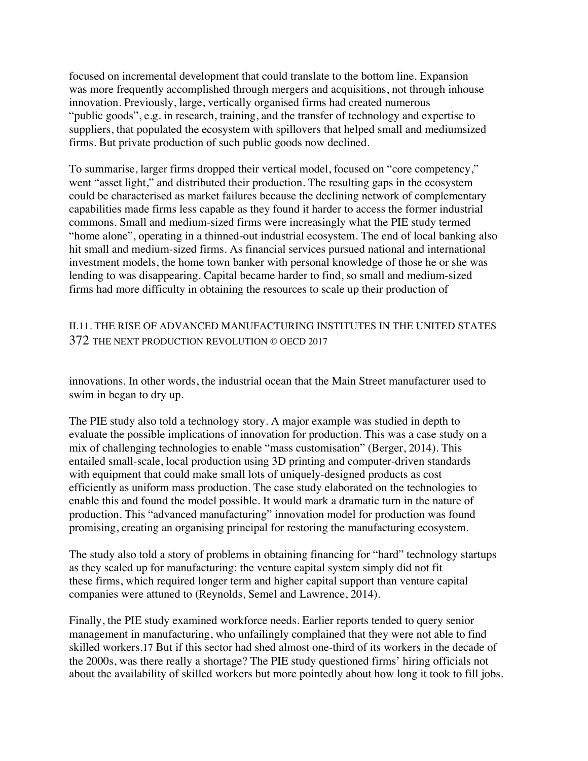focused on incremental development that could translate to the bottom line. Expansion was more frequently accomplished through mergers and acquisitions, not through inhouse innovation. Previously, large, vertically organised firms had created numerous "public goods", e.g. in research, training, and the transfer of technology and expertise to suppliers, that populated the ecosystem with spillovers that helped small and mediumsized firms. But private production of such public goods now declined.

To summarise, larger firms dropped their vertical model, focused on "core competency," went "asset light," and distributed their production. The resulting gaps in the ecosystem could be characterised as market failures because the declining network of complementary capabilities made firms less capable as they found it harder to access the former industrial commons. Small and medium-sized firms were increasingly what the PIE study termed "home alone", operating in a thinned-out industrial ecosystem. The end of local banking also hit small and medium-sized firms. As financial services pursued national and international investment models, the home town banker with personal knowledge of those he or she was lending to was disappearing. Capital became harder to find, so small and medium-sized firms had more difficulty in obtaining the resources to scale up their production of innovations. In other words, the industrial ocean that the Main Street manufacturer used to swim in began to dry up.

The PIE study also told a technology story. A major example was studied in depth to evaluate the possible implications of innovation for production. This was a case study on a mix of challenging technologies to enable "mass customisation" (Berger, 2014). This entailed small-scale, local production using 3D printing and computer-driven standards with equipment that could make small lots of uniquely-designed products as cost efficiently as uniform mass production. The case study elaborated on the technologies to enable this and found the model possible. It would mark a dramatic turn in the nature of production. This "advanced manufacturing" innovation model for production was found promising, creating an organising principal for restoring the manufacturing ecosystem.

The study also told a story of problems in obtaining financing for "hard" technology startups as they scaled up for manufacturing: the venture capital system simply did not fit these firms, which required longer term and higher capital support than venture capital companies were attuned to (Reynolds, Semel and Lawrence, 2014).

Finally, the PIE study examined workforce needs. Earlier reports tended to query senior management in manufacturing, who unfailingly complained that they were not able to find skilled workers.[17] But if this sector had shed almost one-third of its workers in the decade of the 2000s, was there really a shortage? The PIE study questioned firms' hiring officials not about the availability of skilled workers but more pointedly about how long it took to fill jobs.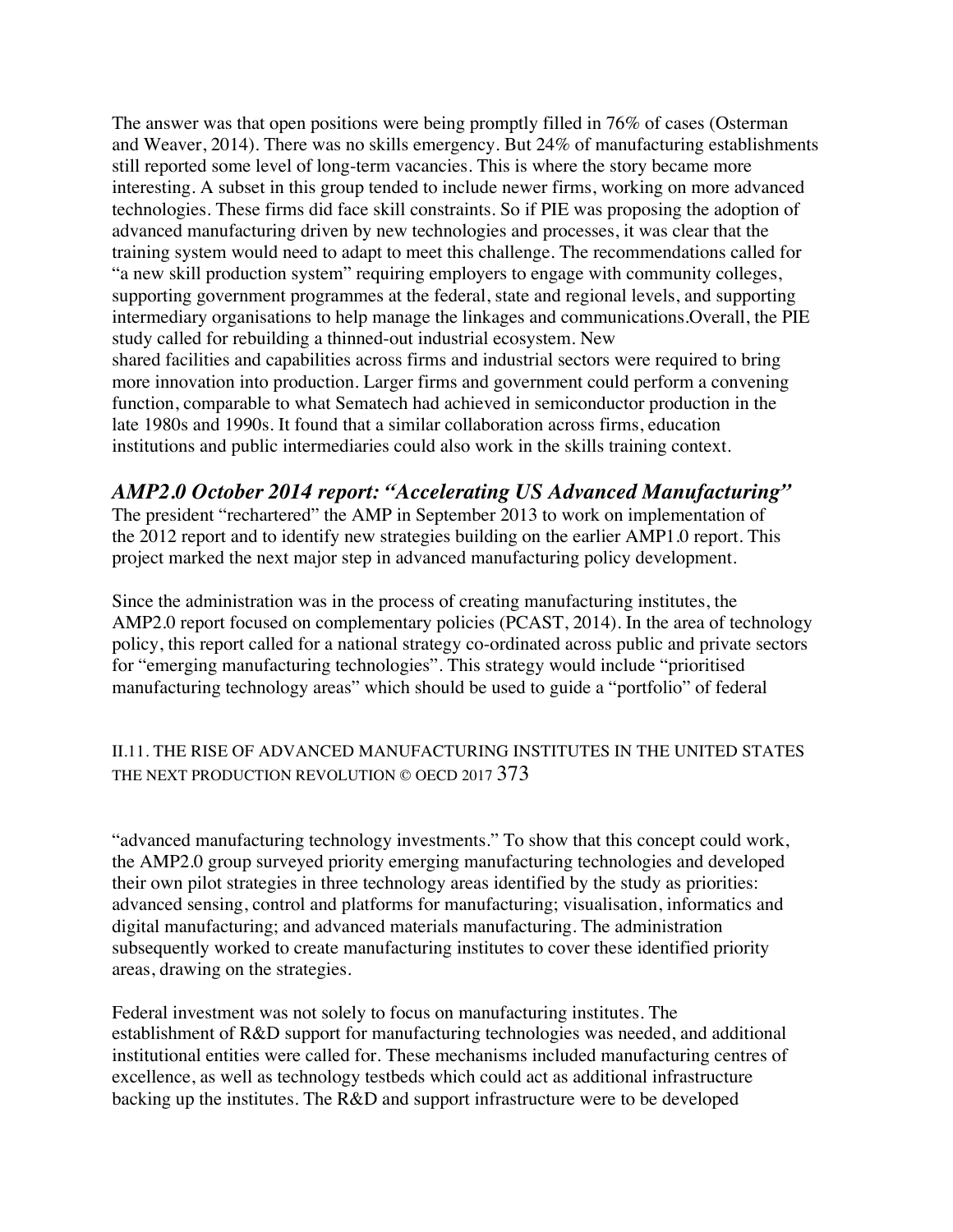The answer was that open positions were being promptly filled in 76% of cases (Osterman and Weaver, 2014). There was no skills emergency. But 24% of manufacturing establishments still reported some level of long-term vacancies. This is where the story became more interesting. A subset in this group tended to include newer firms, working on more advanced technologies. These firms did face skill constraints. So if PIE was proposing the adoption of advanced manufacturing driven by new technologies and processes, it was clear that the training system would need to adapt to meet this challenge. The recommendations called for "a new skill production system" requiring employers to engage with community colleges, supporting government programmes at the federal, state and regional levels, and supporting intermediary organisations to help manage the linkages and communications.Overall, the PIE study called for rebuilding a thinned-out industrial ecosystem. New shared facilities and capabilities across firms and industrial sectors were required to bring more innovation into production. Larger firms and government could perform a convening function, comparable to what Sematech had achieved in semiconductor production in the late 1980s and 1990s. It found that a similar collaboration across firms, education institutions and public intermediaries could also work in the skills training context.

### *AMP2.0 October 2014 report: "Accelerating US Advanced Manufacturing"*

The president "rechartered" the AMP in September 2013 to work on implementation of the 2012 report and to identify new strategies building on the earlier AMP1.0 report. This project marked the next major step in advanced manufacturing policy development.

Since the administration was in the process of creating manufacturing institutes, the AMP2.0 report focused on complementary policies (PCAST, 2014). In the area of technology policy, this report called for a national strategy co-ordinated across public and private sectors for "emerging manufacturing technologies". This strategy would include "prioritised manufacturing technology areas" which should be used to guide a "portfolio" of federal "advanced manufacturing technology investments." To show that this concept could work, the AMP2.0 group surveyed priority emerging manufacturing technologies and developed their own pilot strategies in three technology areas identified by the study as priorities: advanced sensing, control and platforms for manufacturing; visualisation, informatics and digital manufacturing; and advanced materials manufacturing. The administration subsequently worked to create manufacturing institutes to cover these identified priority areas, drawing on the strategies.

Federal investment was not solely to focus on manufacturing institutes. The establishment of R&D support for manufacturing technologies was needed, and additional institutional entities were called for. These mechanisms included manufacturing centres of excellence, as well as technology testbeds which could act as additional infrastructure backing up the institutes. The R&D and support infrastructure were to be developed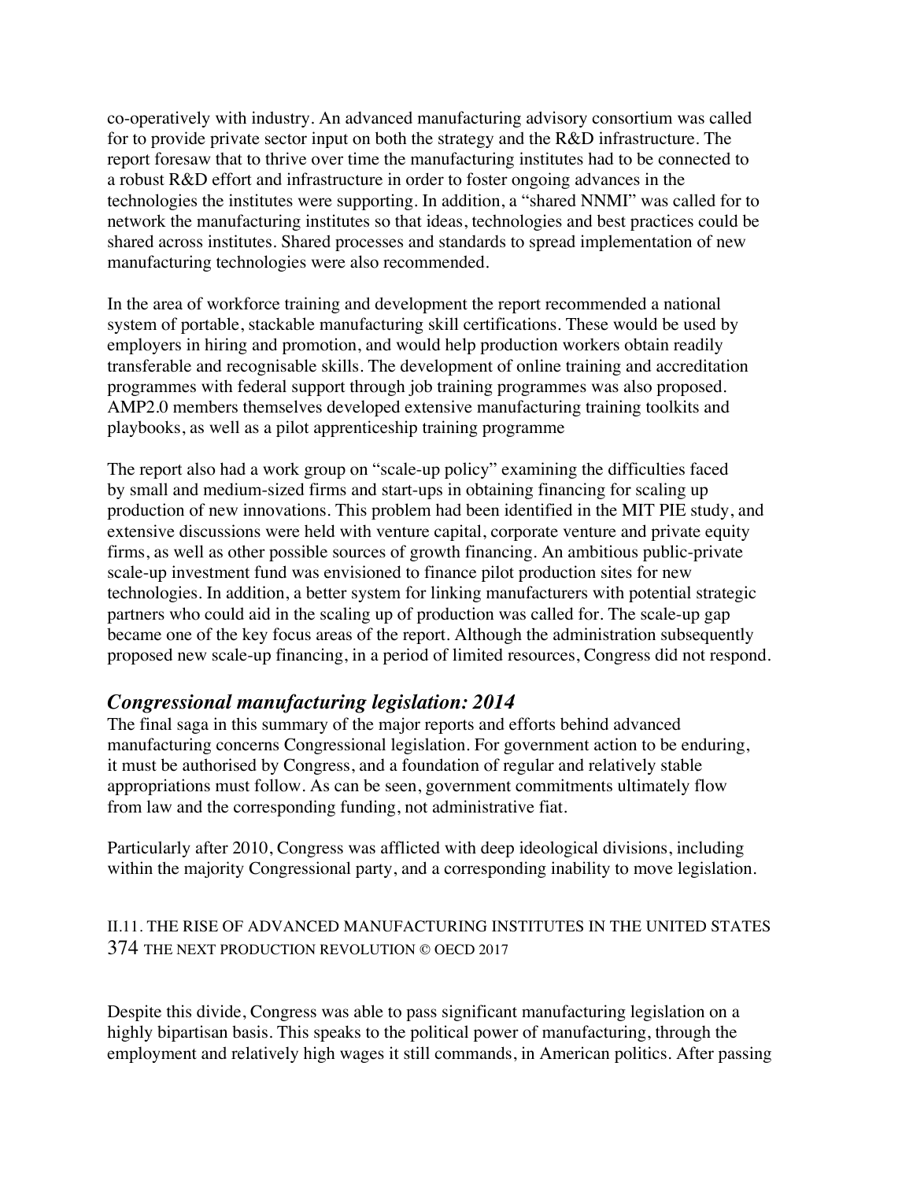co-operatively with industry. An advanced manufacturing advisory consortium was called for to provide private sector input on both the strategy and the R&D infrastructure. The report foresaw that to thrive over time the manufacturing institutes had to be connected to a robust R&D effort and infrastructure in order to foster ongoing advances in the technologies the institutes were supporting. In addition, a "shared NNMI" was called for to network the manufacturing institutes so that ideas, technologies and best practices could be shared across institutes. Shared processes and standards to spread implementation of new manufacturing technologies were also recommended.

In the area of workforce training and development the report recommended a national system of portable, stackable manufacturing skill certifications. These would be used by employers in hiring and promotion, and would help production workers obtain readily transferable and recognisable skills. The development of online training and accreditation programmes with federal support through job training programmes was also proposed. AMP2.0 members themselves developed extensive manufacturing training toolkits and playbooks, as well as a pilot apprenticeship training programme

The report also had a work group on "scale-up policy" examining the difficulties faced by small and medium-sized firms and start-ups in obtaining financing for scaling up production of new innovations. This problem had been identified in the MIT PIE study, and extensive discussions were held with venture capital, corporate venture and private equity firms, as well as other possible sources of growth financing. An ambitious public-private scale-up investment fund was envisioned to finance pilot production sites for new technologies. In addition, a better system for linking manufacturers with potential strategic partners who could aid in the scaling up of production was called for. The scale-up gap became one of the key focus areas of the report. Although the administration subsequently proposed new scale-up financing, in a period of limited resources, Congress did not respond.

### *Congressional manufacturing legislation: 2014*

The final saga in this summary of the major reports and efforts behind advanced manufacturing concerns Congressional legislation. For government action to be enduring, it must be authorised by Congress, and a foundation of regular and relatively stable appropriations must follow. As can be seen, government commitments ultimately flow from law and the corresponding funding, not administrative fiat.

Particularly after 2010, Congress was afflicted with deep ideological divisions, including within the majority Congressional party, and a corresponding inability to move legislation.

Despite this divide, Congress was able to pass significant manufacturing legislation on a highly bipartisan basis. This speaks to the political power of manufacturing, through the employment and relatively high wages it still commands, in American politics. After passing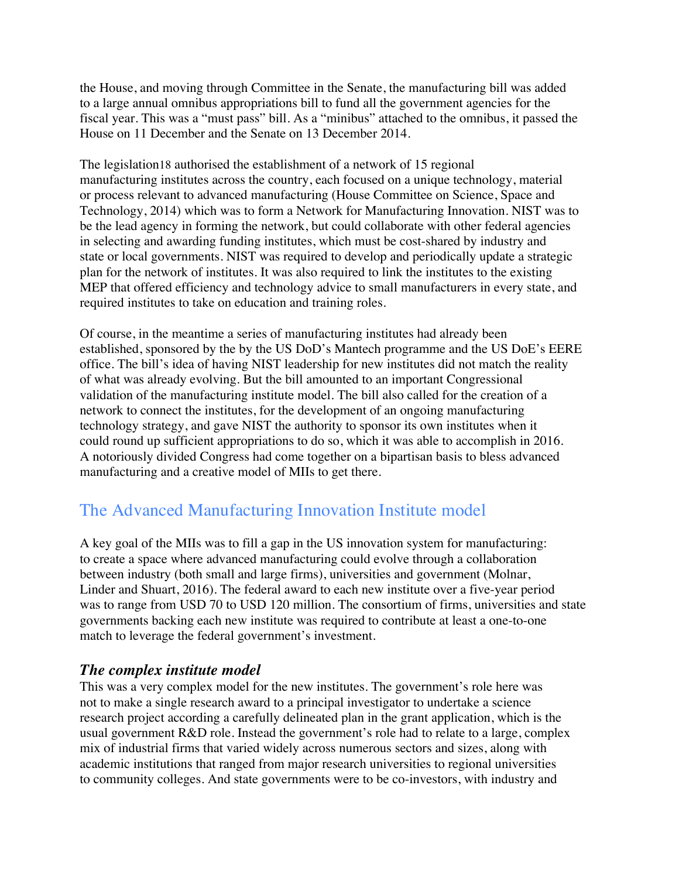the House, and moving through Committee in the Senate, the manufacturing bill was added to a large annual omnibus appropriations bill to fund all the government agencies for the fiscal year. This was a "must pass" bill. As a "minibus" attached to the omnibus, it passed the House on 11 December and the Senate on 13 December 2014.

The legislation[18] authorised the establishment of a network of 15 regional manufacturing institutes across the country, each focused on a unique technology, material or process relevant to advanced manufacturing (House Committee on Science, Space and Technology, 2014) which was to form a Network for Manufacturing Innovation. NIST was to be the lead agency in forming the network, but could collaborate with other federal agencies in selecting and awarding funding institutes, which must be cost-shared by industry and state or local governments. NIST was required to develop and periodically update a strategic plan for the network of institutes. It was also required to link the institutes to the existing MEP that offered efficiency and technology advice to small manufacturers in every state, and required institutes to take on education and training roles.

Of course, in the meantime a series of manufacturing institutes had already been established, sponsored by the by the US DoD's Mantech programme and the US DoE's EERE office. The bill's idea of having NIST leadership for new institutes did not match the reality of what was already evolving. But the bill amounted to an important Congressional validation of the manufacturing institute model. The bill also called for the creation of a network to connect the institutes, for the development of an ongoing manufacturing technology strategy, and gave NIST the authority to sponsor its own institutes when it could round up sufficient appropriations to do so, which it was able to accomplish in 2016. A notoriously divided Congress had come together on a bipartisan basis to bless advanced manufacturing and a creative model of MIIs to get there.

## The Advanced Manufacturing Innovation Institute model

A key goal of the MIIs was to fill a gap in the US innovation system for manufacturing: to create a space where advanced manufacturing could evolve through a collaboration between industry (both small and large firms), universities and government (Molnar, Linder and Shuart, 2016). The federal award to each new institute over a five-year period was to range from USD 70 to USD 120 million. The consortium of firms, universities and state governments backing each new institute was required to contribute at least a one-to-one match to leverage the federal government's investment.

### *The complex institute model*

This was a very complex model for the new institutes. The government's role here was not to make a single research award to a principal investigator to undertake a science research project according a carefully delineated plan in the grant application, which is the usual government R&D role. Instead the government's role had to relate to a large, complex mix of industrial firms that varied widely across numerous sectors and sizes, along with academic institutions that ranged from major research universities to regional universities to community colleges. And state governments were to be co-investors, with industry and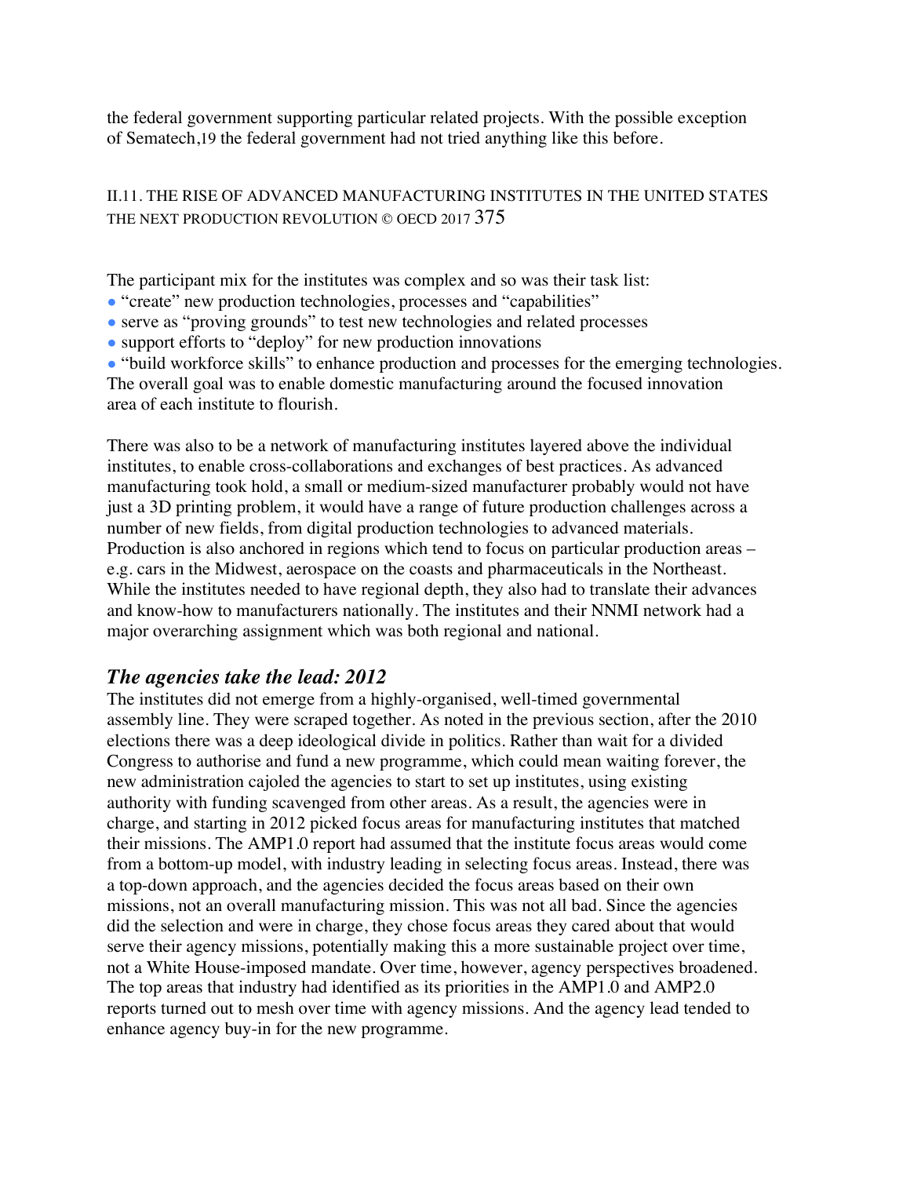the federal government supporting particular related projects. With the possible exception of Sematech,[19] the federal government had not tried anything like this before.

The participant mix for the institutes was complex and so was their task list:

- "create" new production technologies, processes and "capabilities"
- serve as "proving grounds" to test new technologies and related processes
- support efforts to "deploy" for new production innovations
- "build workforce skills" to enhance production and processes for the emerging technologies.

The overall goal was to enable domestic manufacturing around the focused innovation area of each institute to flourish.

There was also to be a network of manufacturing institutes layered above the individual institutes, to enable cross-collaborations and exchanges of best practices. As advanced manufacturing took hold, a small or medium-sized manufacturer probably would not have just a 3D printing problem, it would have a range of future production challenges across a number of new fields, from digital production technologies to advanced materials. Production is also anchored in regions which tend to focus on particular production areas – e.g. cars in the Midwest, aerospace on the coasts and pharmaceuticals in the Northeast. While the institutes needed to have regional depth, they also had to translate their advances and know-how to manufacturers nationally. The institutes and their NNMI network had a major overarching assignment which was both regional and national.

### *The agencies take the lead: 2012*

The institutes did not emerge from a highly-organised, well-timed governmental assembly line. They were scraped together. As noted in the previous section, after the 2010 elections there was a deep ideological divide in politics. Rather than wait for a divided Congress to authorise and fund a new programme, which could mean waiting forever, the new administration cajoled the agencies to start to set up institutes, using existing authority with funding scavenged from other areas. As a result, the agencies were in charge, and starting in 2012 picked focus areas for manufacturing institutes that matched their missions. The AMP1.0 report had assumed that the institute focus areas would come from a bottom-up model, with industry leading in selecting focus areas. Instead, there was a top-down approach, and the agencies decided the focus areas based on their own missions, not an overall manufacturing mission. This was not all bad. Since the agencies did the selection and were in charge, they chose focus areas they cared about that would serve their agency missions, potentially making this a more sustainable project over time, not a White House-imposed mandate. Over time, however, agency perspectives broadened. The top areas that industry had identified as its priorities in the AMP1.0 and AMP2.0 reports turned out to mesh over time with agency missions. And the agency lead tended to enhance agency buy-in for the new programme.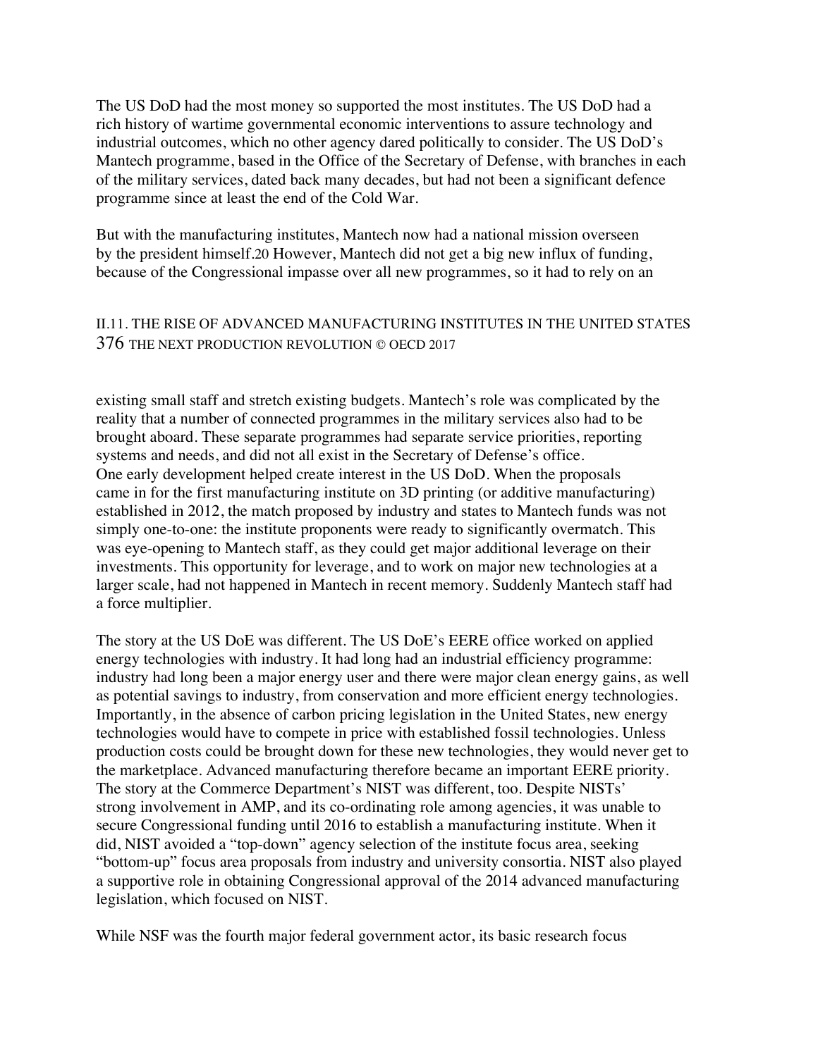The US DoD had the most money so supported the most institutes. The US DoD had a rich history of wartime governmental economic interventions to assure technology and industrial outcomes, which no other agency dared politically to consider. The US DoD's Mantech programme, based in the Office of the Secretary of Defense, with branches in each of the military services, dated back many decades, but had not been a significant defence programme since at least the end of the Cold War.

But with the manufacturing institutes, Mantech now had a national mission overseen by the president himself.[20] However, Mantech did not get a big new influx of funding, because of the Congressional impasse over all new programmes, so it had to rely on an existing small staff and stretch existing budgets. Mantech's role was complicated by the reality that a number of connected programmes in the military services also had to be brought aboard. These separate programmes had separate service priorities, reporting systems and needs, and did not all exist in the Secretary of Defense's office.

One early development helped create interest in the US DoD. When the proposals came in for the first manufacturing institute on 3D printing (or additive manufacturing) established in 2012, the match proposed by industry and states to Mantech funds was not simply one-to-one: the institute proponents were ready to significantly overmatch. This was eye-opening to Mantech staff, as they could get major additional leverage on their investments. This opportunity for leverage, and to work on major new technologies at a larger scale, had not happened in Mantech in recent memory. Suddenly Mantech staff had a force multiplier.

The story at the US DoE was different. The US DoE's EERE office worked on applied energy technologies with industry. It had long had an industrial efficiency programme: industry had long been a major energy user and there were major clean energy gains, as well as potential savings to industry, from conservation and more efficient energy technologies. Importantly, in the absence of carbon pricing legislation in the United States, new energy technologies would have to compete in price with established fossil technologies. Unless production costs could be brought down for these new technologies, they would never get to the marketplace. Advanced manufacturing therefore became an important EERE priority.

The story at the Commerce Department's NIST was different, too. Despite NISTs' strong involvement in AMP, and its co-ordinating role among agencies, it was unable to secure Congressional funding until 2016 to establish a manufacturing institute. When it did, NIST avoided a "top-down" agency selection of the institute focus area, seeking "bottom-up" focus area proposals from industry and university consortia. NIST also played a supportive role in obtaining Congressional approval of the 2014 advanced manufacturing legislation, which focused on NIST.

While NSF was the fourth major federal government actor, its basic research focus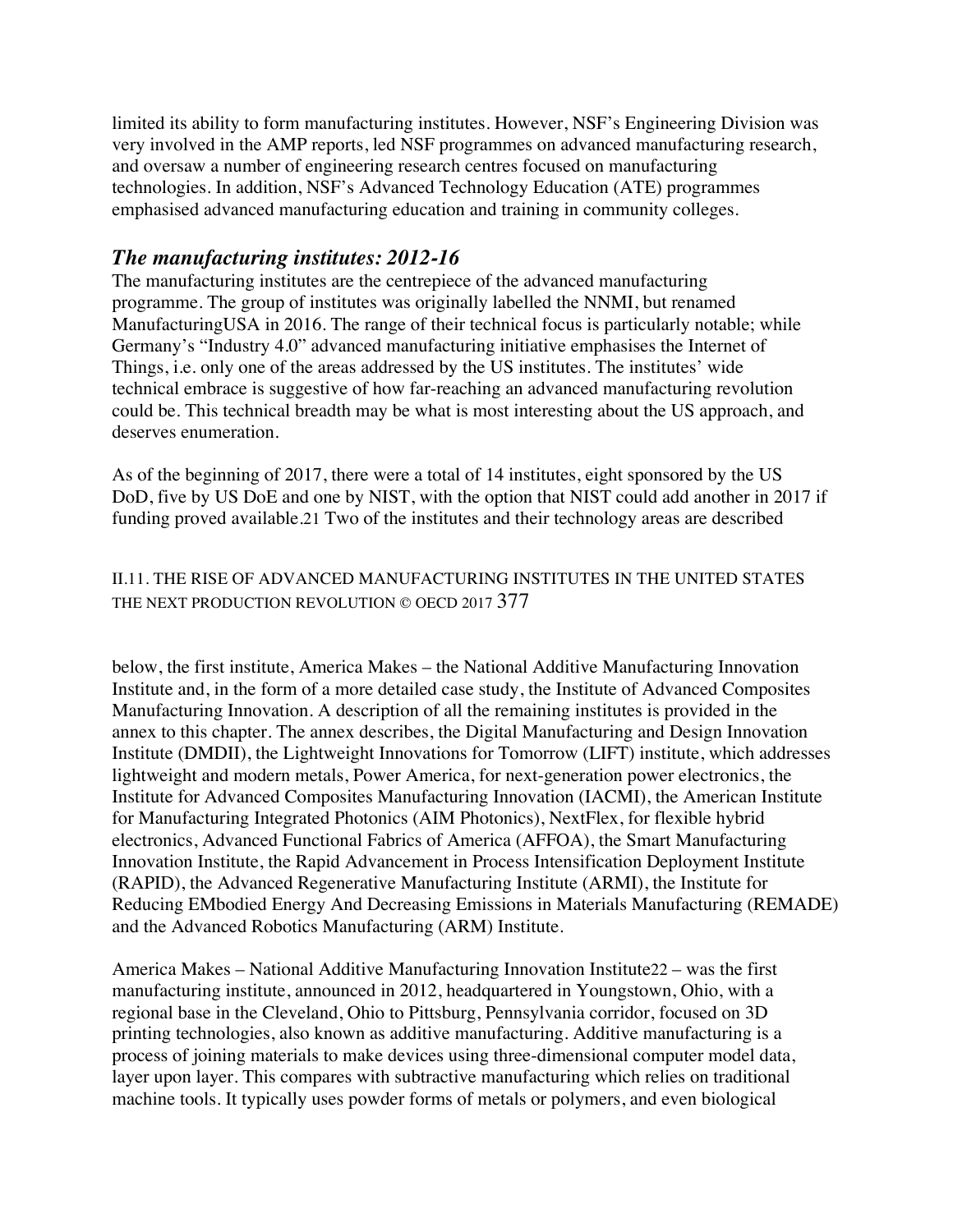limited its ability to form manufacturing institutes. However, NSF's Engineering Division was very involved in the AMP reports, led NSF programmes on advanced manufacturing research, and oversaw a number of engineering research centres focused on manufacturing technologies. In addition, NSF's Advanced Technology Education (ATE) programmes emphasised advanced manufacturing education and training in community colleges.

### *The manufacturing institutes: 2012-16*

The manufacturing institutes are the centrepiece of the advanced manufacturing programme. The group of institutes was originally labelled the NNMI, but renamed ManufacturingUSA in 2016. The range of their technical focus is particularly notable; while Germany's "Industry 4.0" advanced manufacturing initiative emphasises the Internet of Things, i.e. only one of the areas addressed by the US institutes. The institutes' wide technical embrace is suggestive of how far-reaching an advanced manufacturing revolution could be. This technical breadth may be what is most interesting about the US approach, and deserves enumeration.

As of the beginning of 2017, there were a total of 14 institutes, eight sponsored by the US DoD, five by US DoE and one by NIST, with the option that NIST could add another in 2017 if funding proved available.[21] Two of the institutes and their technology areas are described below, the first institute, America Makes – the National Additive Manufacturing Innovation Institute and, in the form of a more detailed case study, the Institute of Advanced Composites Manufacturing Innovation. A description of all the remaining institutes is provided in the annex to this chapter. The annex describes, the Digital Manufacturing and Design Innovation Institute (DMDII), the Lightweight Innovations for Tomorrow (LIFT) institute, which addresses lightweight and modern metals, Power America, for next-generation power electronics, the Institute for Advanced Composites Manufacturing Innovation (IACMI), the American Institute for Manufacturing Integrated Photonics (AIM Photonics), NextFlex, for flexible hybrid electronics, Advanced Functional Fabrics of America (AFFOA), the Smart Manufacturing Innovation Institute, the Rapid Advancement in Process Intensification Deployment Institute (RAPID), the Advanced Regenerative Manufacturing Institute (ARMI), the Institute for Reducing EMbodied Energy And Decreasing Emissions in Materials Manufacturing (REMADE) and the Advanced Robotics Manufacturing (ARM) Institute.

America Makes – National Additive Manufacturing Innovation Institute[22] – was the first manufacturing institute, announced in 2012, headquartered in Youngstown, Ohio, with a regional base in the Cleveland, Ohio to Pittsburg, Pennsylvania corridor, focused on 3D printing technologies, also known as additive manufacturing. Additive manufacturing is a process of joining materials to make devices using three-dimensional computer model data, layer upon layer. This compares with subtractive manufacturing which relies on traditional machine tools. It typically uses powder forms of metals or polymers, and even biological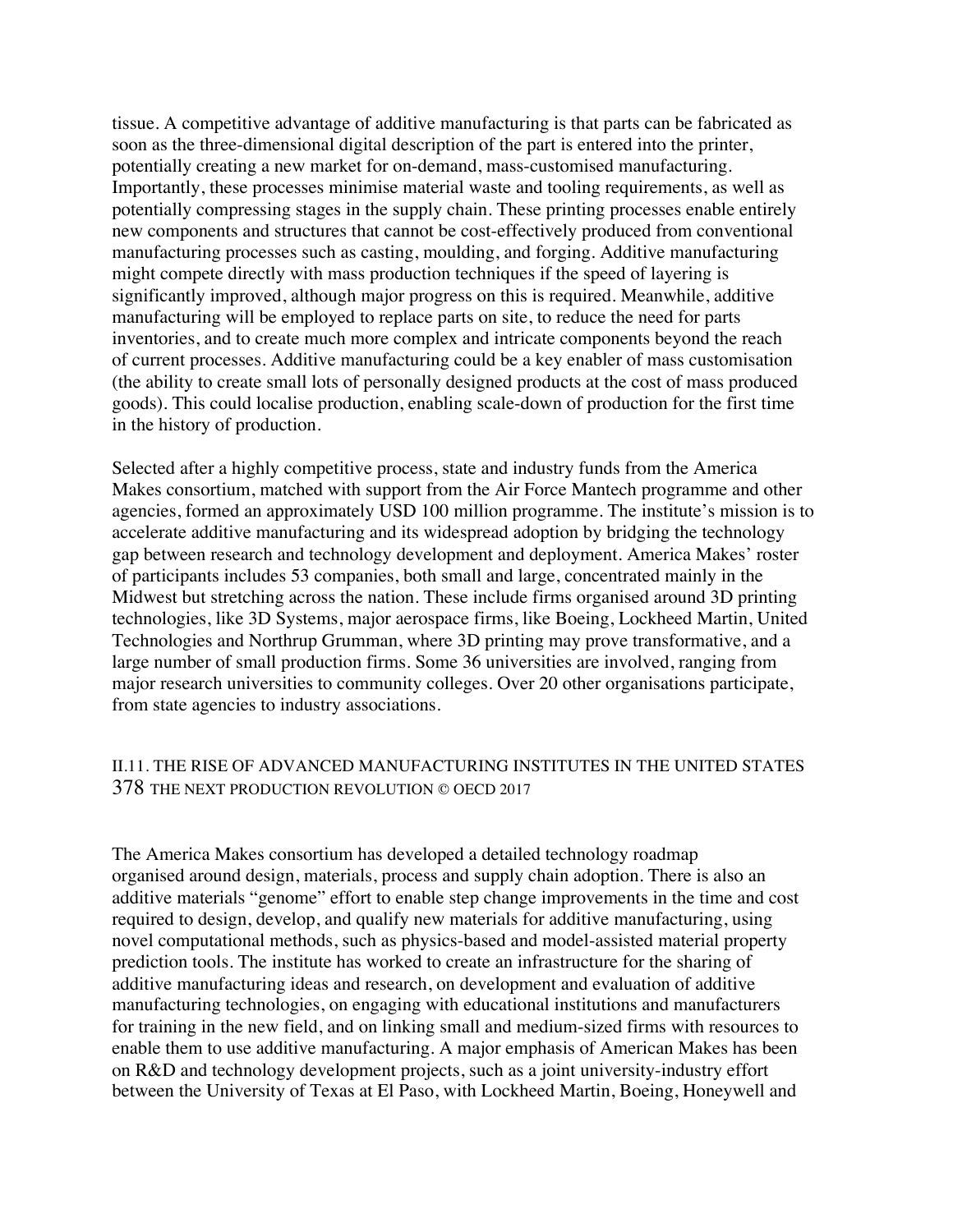tissue. A competitive advantage of additive manufacturing is that parts can be fabricated as soon as the three-dimensional digital description of the part is entered into the printer, potentially creating a new market for on-demand, mass-customised manufacturing. Importantly, these processes minimise material waste and tooling requirements, as well as potentially compressing stages in the supply chain. These printing processes enable entirely new components and structures that cannot be cost-effectively produced from conventional manufacturing processes such as casting, moulding, and forging. Additive manufacturing might compete directly with mass production techniques if the speed of layering is significantly improved, although major progress on this is required. Meanwhile, additive manufacturing will be employed to replace parts on site, to reduce the need for parts inventories, and to create much more complex and intricate components beyond the reach of current processes. Additive manufacturing could be a key enabler of mass customisation (the ability to create small lots of personally designed products at the cost of mass produced goods). This could localise production, enabling scale-down of production for the first time in the history of production.

Selected after a highly competitive process, state and industry funds from the America Makes consortium, matched with support from the Air Force Mantech programme and other agencies, formed an approximately USD 100 million programme. The institute's mission is to accelerate additive manufacturing and its widespread adoption by bridging the technology gap between research and technology development and deployment. America Makes' roster of participants includes 53 companies, both small and large, concentrated mainly in the Midwest but stretching across the nation. These include firms organised around 3D printing technologies, like 3D Systems, major aerospace firms, like Boeing, Lockheed Martin, United Technologies and Northrup Grumman, where 3D printing may prove transformative, and a large number of small production firms. Some 36 universities are involved, ranging from major research universities to community colleges. Over 20 other organisations participate, from state agencies to industry associations.

The America Makes consortium has developed a detailed technology roadmap organised around design, materials, process and supply chain adoption. There is also an additive materials "genome" effort to enable step change improvements in the time and cost required to design, develop, and qualify new materials for additive manufacturing, using novel computational methods, such as physics-based and model-assisted material property prediction tools. The institute has worked to create an infrastructure for the sharing of additive manufacturing ideas and research, on development and evaluation of additive manufacturing technologies, on engaging with educational institutions and manufacturers for training in the new field, and on linking small and medium-sized firms with resources to enable them to use additive manufacturing. A major emphasis of American Makes has been on R&D and technology development projects, such as a joint university-industry effort between the University of Texas at El Paso, with Lockheed Martin, Boeing, Honeywell and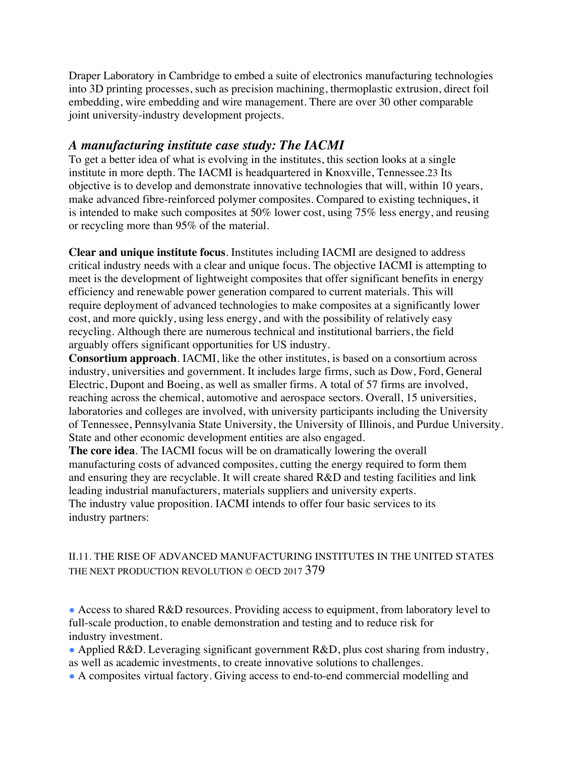Draper Laboratory in Cambridge to embed a suite of electronics manufacturing technologies into 3D printing processes, such as precision machining, thermoplastic extrusion, direct foil embedding, wire embedding and wire management. There are over 30 other comparable joint university-industry development projects.

### *A manufacturing institute case study: The IACMI*

To get a better idea of what is evolving in the institutes, this section looks at a single institute in more depth. The IACMI is headquartered in Knoxville, Tennessee.[23] Its objective is to develop and demonstrate innovative technologies that will, within 10 years, make advanced fibre-reinforced polymer composites. Compared to existing techniques, it is intended to make such composites at 50% lower cost, using 75% less energy, and reusing or recycling more than 95% of the material.

**Clear and unique institute focus**. Institutes including IACMI are designed to address critical industry needs with a clear and unique focus. The objective IACMI is attempting to meet is the development of lightweight composites that offer significant benefits in energy efficiency and renewable power generation compared to current materials. This will require deployment of advanced technologies to make composites at a significantly lower cost, and more quickly, using less energy, and with the possibility of relatively easy recycling. Although there are numerous technical and institutional barriers, the field arguably offers significant opportunities for US industry.

**Consortium approach**. IACMI, like the other institutes, is based on a consortium across industry, universities and government. It includes large firms, such as Dow, Ford, General Electric, Dupont and Boeing, as well as smaller firms. A total of 57 firms are involved, reaching across the chemical, automotive and aerospace sectors. Overall, 15 universities, laboratories and colleges are involved, with university participants including the University of Tennessee, Pennsylvania State University, the University of Illinois, and Purdue University. State and other economic development entities are also engaged.

**The core idea**. The IACMI focus will be on dramatically lowering the overall manufacturing costs of advanced composites, cutting the energy required to form them and ensuring they are recyclable. It will create shared R&D and testing facilities and link leading industrial manufacturers, materials suppliers and university experts.

The industry value proposition. IACMI intends to offer four basic services to its industry partners:

- Access to shared R&D resources. Providing access to equipment, from laboratory level to full-scale production, to enable demonstration and testing and to reduce risk for industry investment.
- Applied R&D. Leveraging significant government R&D, plus cost sharing from industry, as well as academic investments, to create innovative solutions to challenges.
- A composites virtual factory. Giving access to end-to-end commercial modelling and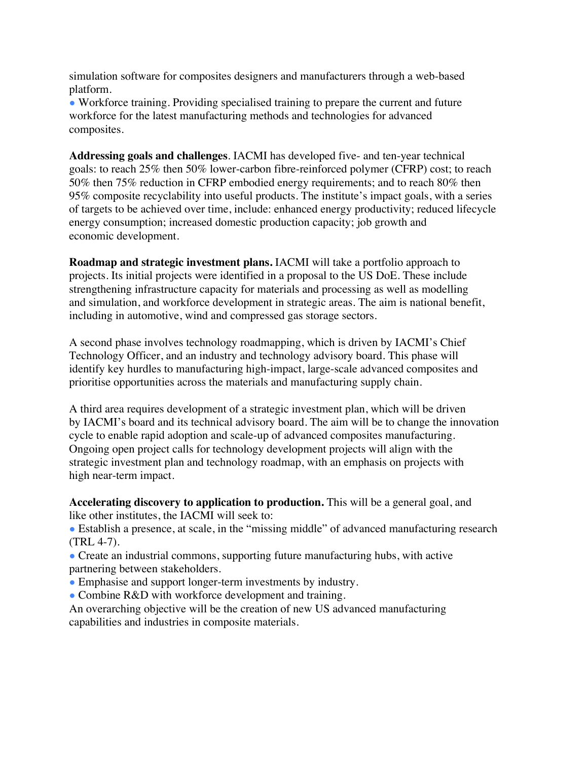simulation software for composites designers and manufacturers through a web-based platform.

- Workforce training. Providing specialised training to prepare the current and future workforce for the latest manufacturing methods and technologies for advanced composites.

**Addressing goals and challenges**. IACMI has developed five- and ten-year technical goals: to reach 25% then 50% lower-carbon fibre-reinforced polymer (CFRP) cost; to reach 50% then 75% reduction in CFRP embodied energy requirements; and to reach 80% then 95% composite recyclability into useful products. The institute's impact goals, with a series of targets to be achieved over time, include: enhanced energy productivity; reduced lifecycle energy consumption; increased domestic production capacity; job growth and economic development.

**Roadmap and strategic investment plans.** IACMI will take a portfolio approach to projects. Its initial projects were identified in a proposal to the US DoE. These include strengthening infrastructure capacity for materials and processing as well as modelling and simulation, and workforce development in strategic areas. The aim is national benefit, including in automotive, wind and compressed gas storage sectors.

A second phase involves technology roadmapping, which is driven by IACMI's Chief Technology Officer, and an industry and technology advisory board. This phase will identify key hurdles to manufacturing high-impact, large-scale advanced composites and prioritise opportunities across the materials and manufacturing supply chain.

A third area requires development of a strategic investment plan, which will be driven by IACMI's board and its technical advisory board. The aim will be to change the innovation cycle to enable rapid adoption and scale-up of advanced composites manufacturing. Ongoing open project calls for technology development projects will align with the strategic investment plan and technology roadmap, with an emphasis on projects with high near-term impact.

**Accelerating discovery to application to production.** This will be a general goal, and like other institutes, the IACMI will seek to:

- Establish a presence, at scale, in the "missing middle" of advanced manufacturing research (TRL 4-7).
- Create an industrial commons, supporting future manufacturing hubs, with active partnering between stakeholders.
- Emphasise and support longer-term investments by industry.
- Combine R&D with workforce development and training.

An overarching objective will be the creation of new US advanced manufacturing capabilities and industries in composite materials.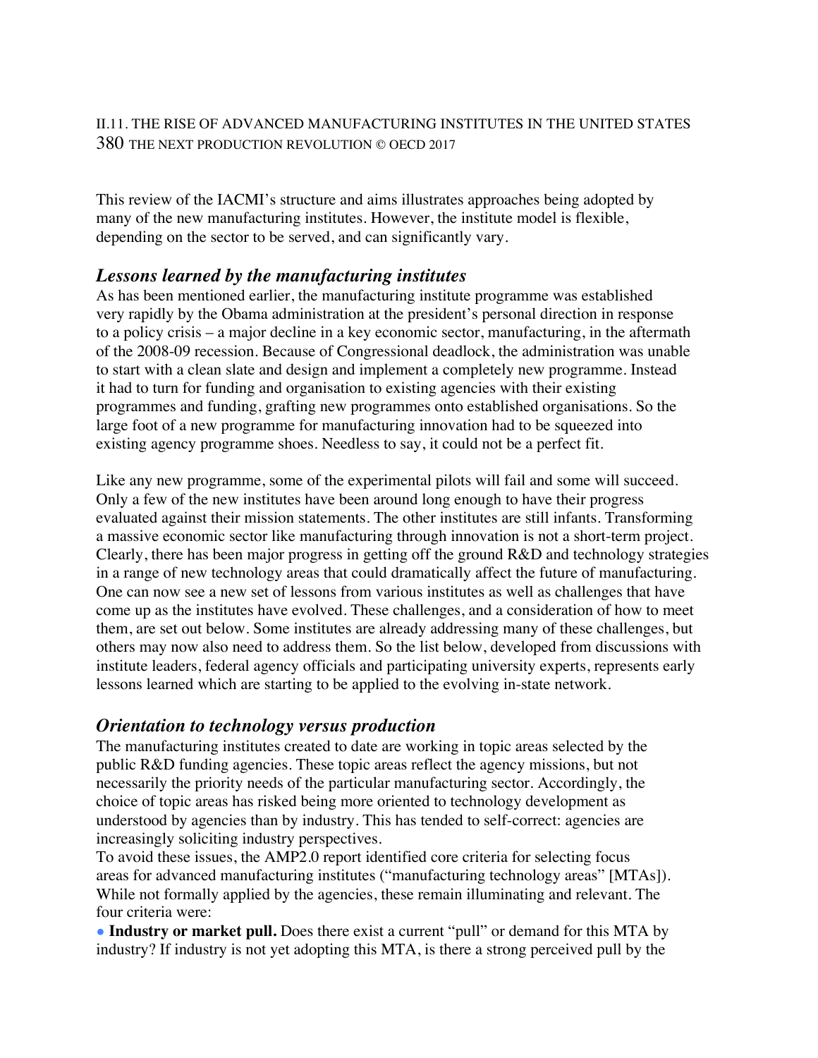This review of the IACMI's structure and aims illustrates approaches being adopted by many of the new manufacturing institutes. However, the institute model is flexible, depending on the sector to be served, and can significantly vary.

### *Lessons learned by the manufacturing institutes*

As has been mentioned earlier, the manufacturing institute programme was established very rapidly by the Obama administration at the president's personal direction in response to a policy crisis – a major decline in a key economic sector, manufacturing, in the aftermath of the 2008-09 recession. Because of Congressional deadlock, the administration was unable to start with a clean slate and design and implement a completely new programme. Instead it had to turn for funding and organisation to existing agencies with their existing programmes and funding, grafting new programmes onto established organisations. So the large foot of a new programme for manufacturing innovation had to be squeezed into existing agency programme shoes. Needless to say, it could not be a perfect fit.

Like any new programme, some of the experimental pilots will fail and some will succeed. Only a few of the new institutes have been around long enough to have their progress evaluated against their mission statements. The other institutes are still infants. Transforming a massive economic sector like manufacturing through innovation is not a short-term project. Clearly, there has been major progress in getting off the ground R&D and technology strategies in a range of new technology areas that could dramatically affect the future of manufacturing. One can now see a new set of lessons from various institutes as well as challenges that have come up as the institutes have evolved. These challenges, and a consideration of how to meet them, are set out below. Some institutes are already addressing many of these challenges, but others may now also need to address them. So the list below, developed from discussions with institute leaders, federal agency officials and participating university experts, represents early lessons learned which are starting to be applied to the evolving in-state network.

### *Orientation to technology versus production*

The manufacturing institutes created to date are working in topic areas selected by the public R&D funding agencies. These topic areas reflect the agency missions, but not necessarily the priority needs of the particular manufacturing sector. Accordingly, the choice of topic areas has risked being more oriented to technology development as understood by agencies than by industry. This has tended to self-correct: agencies are increasingly soliciting industry perspectives.

To avoid these issues, the AMP2.0 report identified core criteria for selecting focus areas for advanced manufacturing institutes ("manufacturing technology areas" [MTAs]). While not formally applied by the agencies, these remain illuminating and relevant. The four criteria were:

- **Industry or market pull.** Does there exist a current "pull" or demand for this MTA by industry? If industry is not yet adopting this MTA, is there a strong perceived pull by the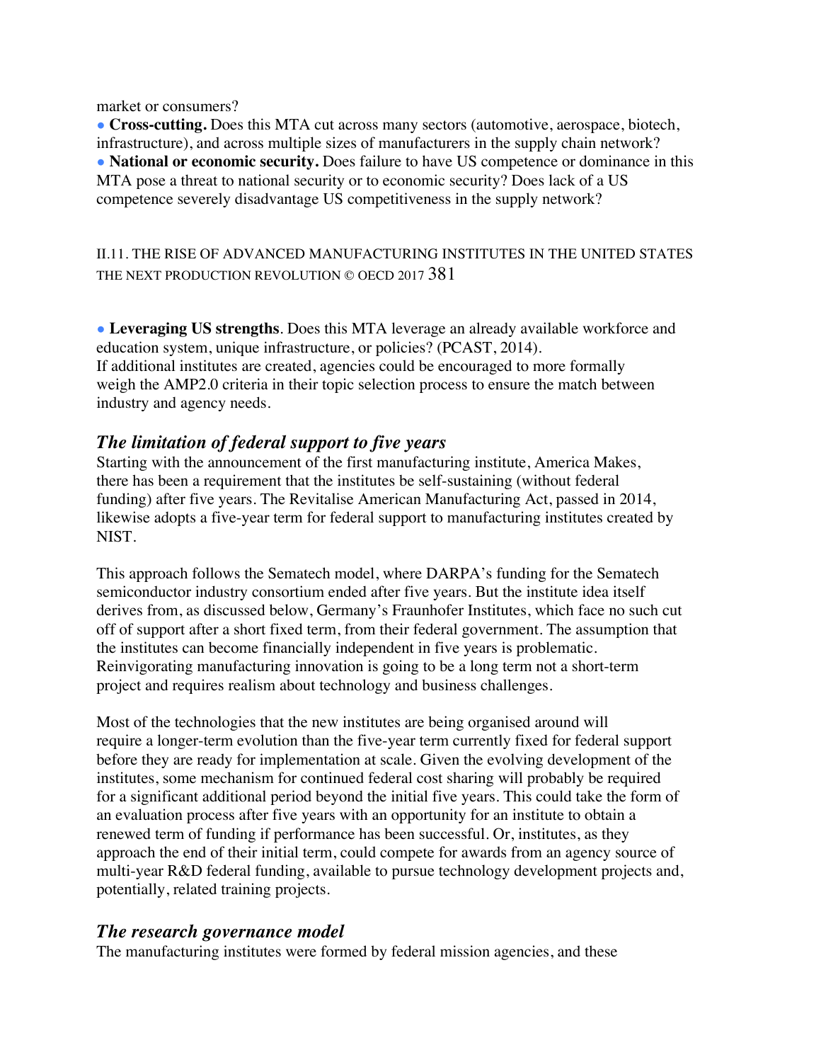market or consumers?

- **Cross-cutting.** Does this MTA cut across many sectors (automotive, aerospace, biotech, infrastructure), and across multiple sizes of manufacturers in the supply chain network?
- **National or economic security.** Does failure to have US competence or dominance in this MTA pose a threat to national security or to economic security? Does lack of a US competence severely disadvantage US competitiveness in the supply network?
- **Leveraging US strengths**. Does this MTA leverage an already available workforce and education system, unique infrastructure, or policies? (PCAST, 2014).

If additional institutes are created, agencies could be encouraged to more formally weigh the AMP2.0 criteria in their topic selection process to ensure the match between industry and agency needs.

### *The limitation of federal support to five years*

Starting with the announcement of the first manufacturing institute, America Makes, there has been a requirement that the institutes be self-sustaining (without federal funding) after five years. The Revitalise American Manufacturing Act, passed in 2014, likewise adopts a five-year term for federal support to manufacturing institutes created by NIST.

This approach follows the Sematech model, where DARPA's funding for the Sematech semiconductor industry consortium ended after five years. But the institute idea itself derives from, as discussed below, Germany's Fraunhofer Institutes, which face no such cut off of support after a short fixed term, from their federal government. The assumption that the institutes can become financially independent in five years is problematic. Reinvigorating manufacturing innovation is going to be a long term not a short-term project and requires realism about technology and business challenges.

Most of the technologies that the new institutes are being organised around will require a longer-term evolution than the five-year term currently fixed for federal support before they are ready for implementation at scale. Given the evolving development of the institutes, some mechanism for continued federal cost sharing will probably be required for a significant additional period beyond the initial five years. This could take the form of an evaluation process after five years with an opportunity for an institute to obtain a renewed term of funding if performance has been successful. Or, institutes, as they approach the end of their initial term, could compete for awards from an agency source of multi-year R&D federal funding, available to pursue technology development projects and, potentially, related training projects.

### *The research governance model*

The manufacturing institutes were formed by federal mission agencies, and these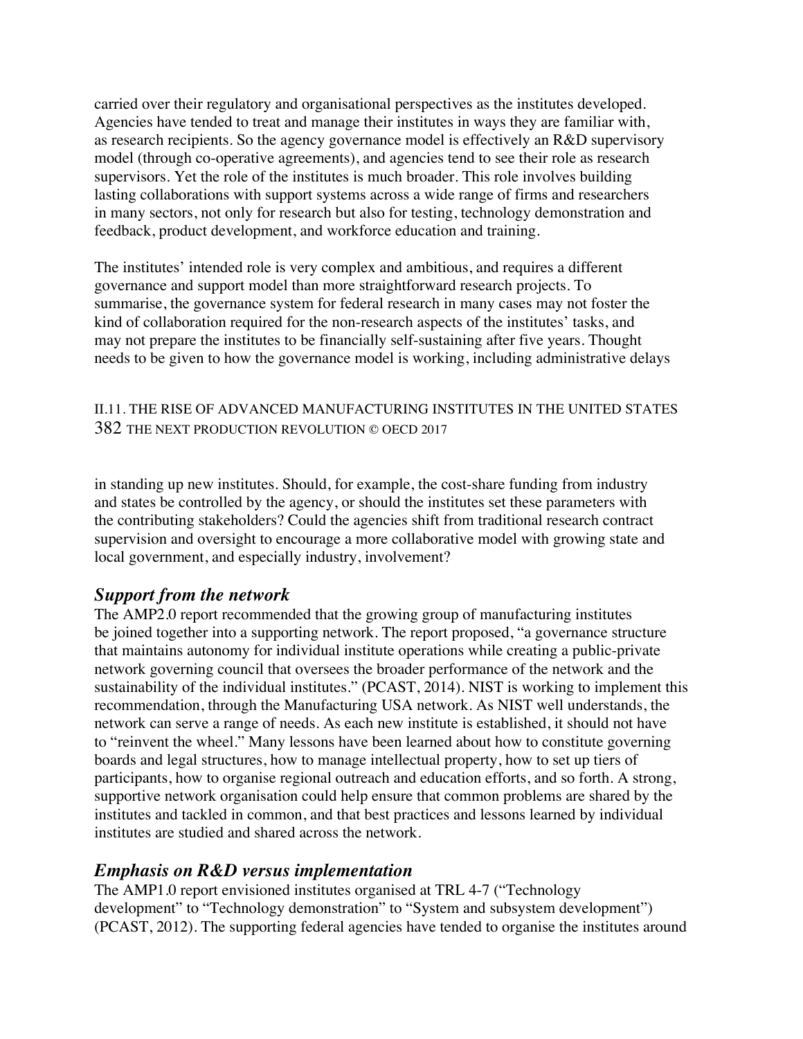carried over their regulatory and organisational perspectives as the institutes developed. Agencies have tended to treat and manage their institutes in ways they are familiar with, as research recipients. So the agency governance model is effectively an R&D supervisory model (through co-operative agreements), and agencies tend to see their role as research supervisors. Yet the role of the institutes is much broader. This role involves building lasting collaborations with support systems across a wide range of firms and researchers in many sectors, not only for research but also for testing, technology demonstration and feedback, product development, and workforce education and training.

The institutes' intended role is very complex and ambitious, and requires a different governance and support model than more straightforward research projects. To summarise, the governance system for federal research in many cases may not foster the kind of collaboration required for the non-research aspects of the institutes' tasks, and may not prepare the institutes to be financially self-sustaining after five years. Thought needs to be given to how the governance model is working, including administrative delays in standing up new institutes. Should, for example, the cost-share funding from industry and states be controlled by the agency, or should the institutes set these parameters with the contributing stakeholders? Could the agencies shift from traditional research contract supervision and oversight to encourage a more collaborative model with growing state and local government, and especially industry, involvement?

### *Support from the network*

The AMP2.0 report recommended that the growing group of manufacturing institutes be joined together into a supporting network. The report proposed, "a governance structure that maintains autonomy for individual institute operations while creating a public-private network governing council that oversees the broader performance of the network and the sustainability of the individual institutes." (PCAST, 2014). NIST is working to implement this recommendation, through the Manufacturing USA network. As NIST well understands, the network can serve a range of needs. As each new institute is established, it should not have to "reinvent the wheel." Many lessons have been learned about how to constitute governing boards and legal structures, how to manage intellectual property, how to set up tiers of participants, how to organise regional outreach and education efforts, and so forth. A strong, supportive network organisation could help ensure that common problems are shared by the institutes and tackled in common, and that best practices and lessons learned by individual institutes are studied and shared across the network.

### *Emphasis on R&D versus implementation*

The AMP1.0 report envisioned institutes organised at TRL 4-7 ("Technology development" to "Technology demonstration" to "System and subsystem development") (PCAST, 2012). The supporting federal agencies have tended to organise the institutes around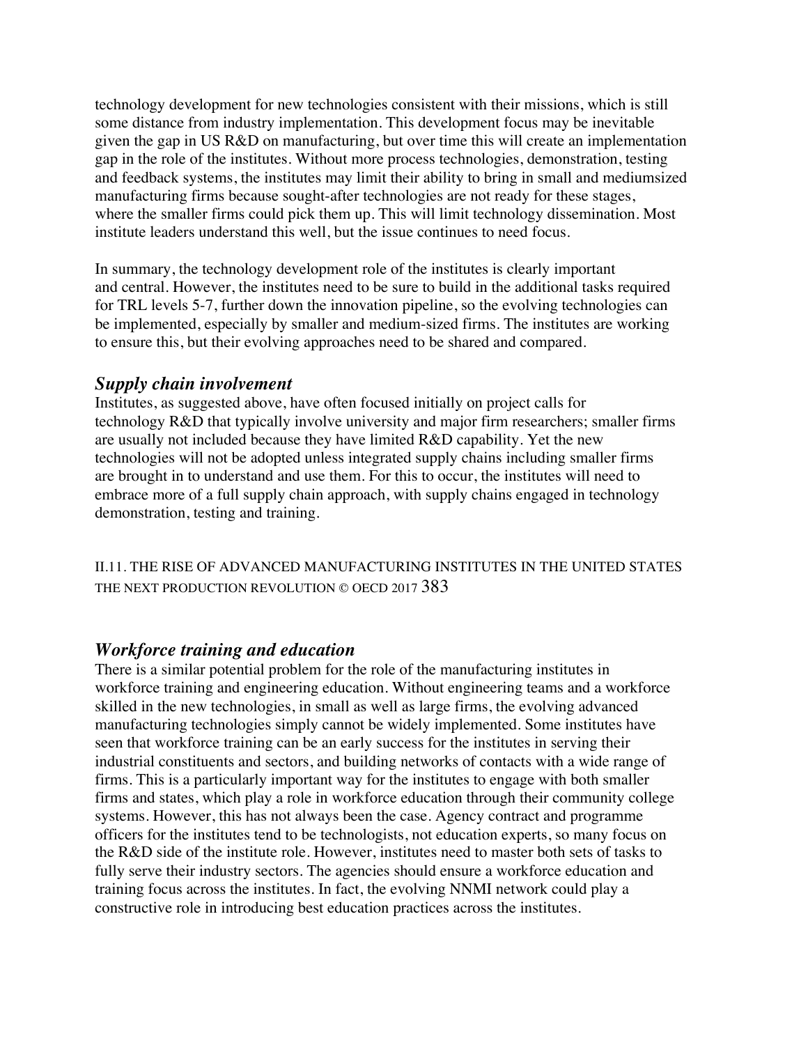technology development for new technologies consistent with their missions, which is still some distance from industry implementation. This development focus may be inevitable given the gap in US R&D on manufacturing, but over time this will create an implementation gap in the role of the institutes. Without more process technologies, demonstration, testing and feedback systems, the institutes may limit their ability to bring in small and mediumsized manufacturing firms because sought-after technologies are not ready for these stages, where the smaller firms could pick them up. This will limit technology dissemination. Most institute leaders understand this well, but the issue continues to need focus.

In summary, the technology development role of the institutes is clearly important and central. However, the institutes need to be sure to build in the additional tasks required for TRL levels 5-7, further down the innovation pipeline, so the evolving technologies can be implemented, especially by smaller and medium-sized firms. The institutes are working to ensure this, but their evolving approaches need to be shared and compared.

### *Supply chain involvement*

Institutes, as suggested above, have often focused initially on project calls for technology R&D that typically involve university and major firm researchers; smaller firms are usually not included because they have limited R&D capability. Yet the new technologies will not be adopted unless integrated supply chains including smaller firms are brought in to understand and use them. For this to occur, the institutes will need to embrace more of a full supply chain approach, with supply chains engaged in technology demonstration, testing and training.

### *Workforce training and education*

There is a similar potential problem for the role of the manufacturing institutes in workforce training and engineering education. Without engineering teams and a workforce skilled in the new technologies, in small as well as large firms, the evolving advanced manufacturing technologies simply cannot be widely implemented. Some institutes have seen that workforce training can be an early success for the institutes in serving their industrial constituents and sectors, and building networks of contacts with a wide range of firms. This is a particularly important way for the institutes to engage with both smaller firms and states, which play a role in workforce education through their community college systems. However, this has not always been the case. Agency contract and programme officers for the institutes tend to be technologists, not education experts, so many focus on the R&D side of the institute role. However, institutes need to master both sets of tasks to fully serve their industry sectors. The agencies should ensure a workforce education and training focus across the institutes. In fact, the evolving NNMI network could play a constructive role in introducing best education practices across the institutes.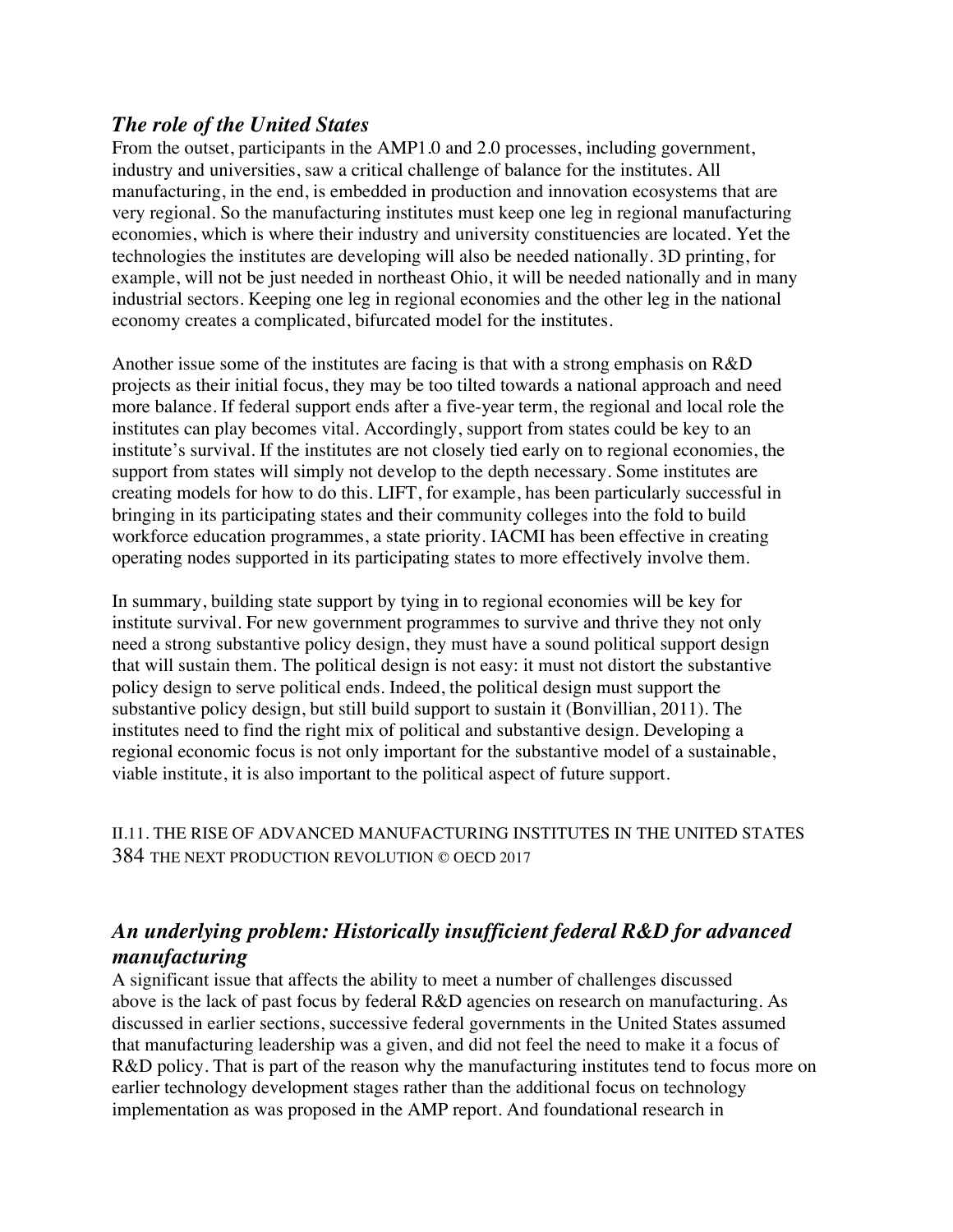## *The role of the United States*

From the outset, participants in the AMP1.0 and 2.0 processes, including government, industry and universities, saw a critical challenge of balance for the institutes. All manufacturing, in the end, is embedded in production and innovation ecosystems that are very regional. So the manufacturing institutes must keep one leg in regional manufacturing economies, which is where their industry and university constituencies are located. Yet the technologies the institutes are developing will also be needed nationally. 3D printing, for example, will not be just needed in northeast Ohio, it will be needed nationally and in many industrial sectors. Keeping one leg in regional economies and the other leg in the national economy creates a complicated, bifurcated model for the institutes.

Another issue some of the institutes are facing is that with a strong emphasis on R&D projects as their initial focus, they may be too tilted towards a national approach and need more balance. If federal support ends after a five-year term, the regional and local role the institutes can play becomes vital. Accordingly, support from states could be key to an institute's survival. If the institutes are not closely tied early on to regional economies, the support from states will simply not develop to the depth necessary. Some institutes are creating models for how to do this. LIFT, for example, has been particularly successful in bringing in its participating states and their community colleges into the fold to build workforce education programmes, a state priority. IACMI has been effective in creating operating nodes supported in its participating states to more effectively involve them.

In summary, building state support by tying in to regional economies will be key for institute survival. For new government programmes to survive and thrive they not only need a strong substantive policy design, they must have a sound political support design that will sustain them. The political design is not easy: it must not distort the substantive policy design to serve political ends. Indeed, the political design must support the substantive policy design, but still build support to sustain it (Bonvillian, 2011). The institutes need to find the right mix of political and substantive design. Developing a regional economic focus is not only important for the substantive model of a sustainable, viable institute, it is also important to the political aspect of future support.

## *An underlying problem: Historically insufficient federal R&D for advanced manufacturing*

A significant issue that affects the ability to meet a number of challenges discussed above is the lack of past focus by federal R&D agencies on research on manufacturing. As discussed in earlier sections, successive federal governments in the United States assumed that manufacturing leadership was a given, and did not feel the need to make it a focus of R&D policy. That is part of the reason why the manufacturing institutes tend to focus more on earlier technology development stages rather than the additional focus on technology implementation as was proposed in the AMP report. And foundational research in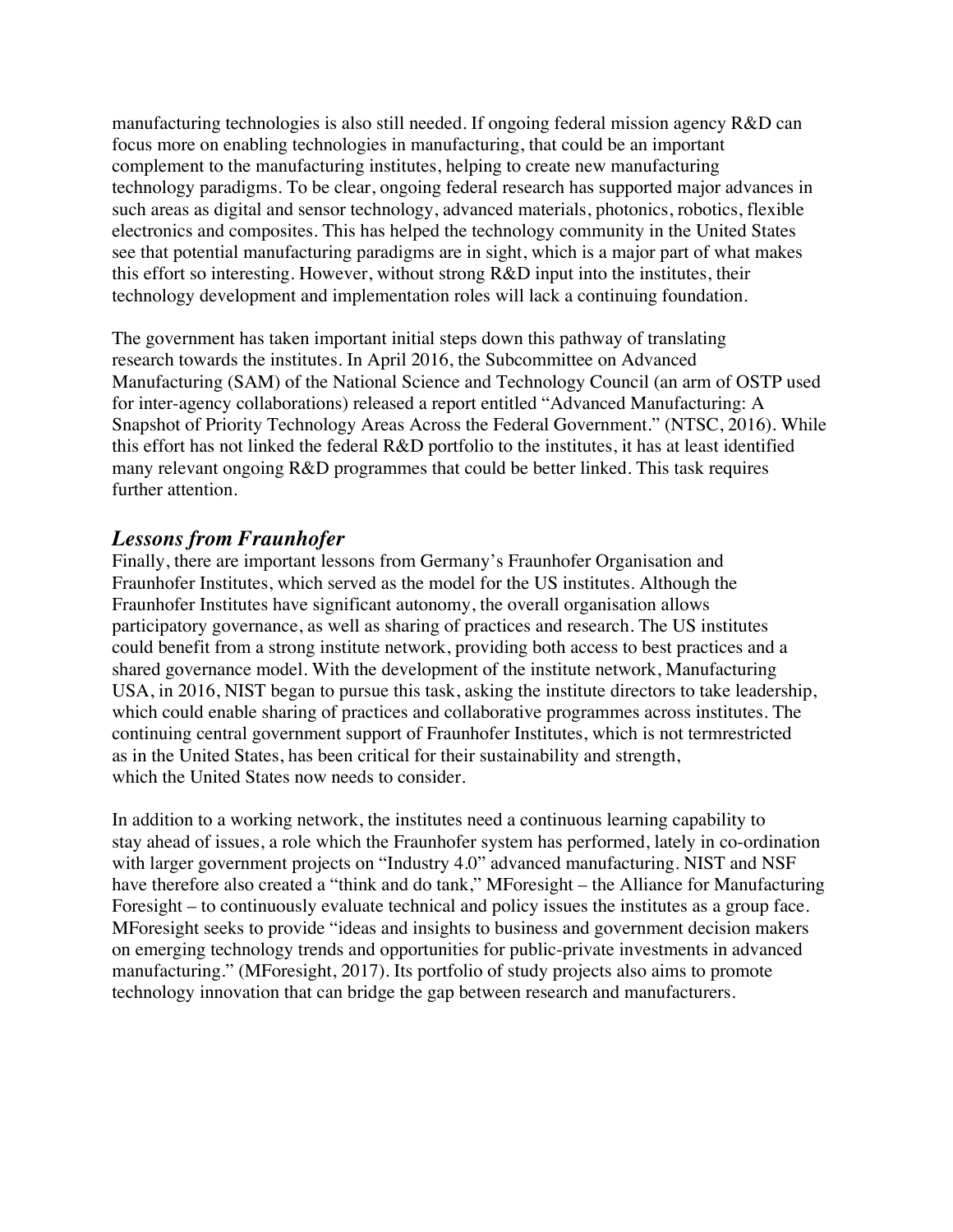manufacturing technologies is also still needed. If ongoing federal mission agency R&D can focus more on enabling technologies in manufacturing, that could be an important complement to the manufacturing institutes, helping to create new manufacturing technology paradigms. To be clear, ongoing federal research has supported major advances in such areas as digital and sensor technology, advanced materials, photonics, robotics, flexible electronics and composites. This has helped the technology community in the United States see that potential manufacturing paradigms are in sight, which is a major part of what makes this effort so interesting. However, without strong R&D input into the institutes, their technology development and implementation roles will lack a continuing foundation.

The government has taken important initial steps down this pathway of translating research towards the institutes. In April 2016, the Subcommittee on Advanced Manufacturing (SAM) of the National Science and Technology Council (an arm of OSTP used for inter-agency collaborations) released a report entitled "Advanced Manufacturing: A Snapshot of Priority Technology Areas Across the Federal Government." (NTSC, 2016). While this effort has not linked the federal R&D portfolio to the institutes, it has at least identified many relevant ongoing R&D programmes that could be better linked. This task requires further attention.

## *Lessons from Fraunhofer*

Finally, there are important lessons from Germany's Fraunhofer Organisation and Fraunhofer Institutes, which served as the model for the US institutes. Although the Fraunhofer Institutes have significant autonomy, the overall organisation allows participatory governance, as well as sharing of practices and research. The US institutes could benefit from a strong institute network, providing both access to best practices and a shared governance model. With the development of the institute network, Manufacturing USA, in 2016, NIST began to pursue this task, asking the institute directors to take leadership, which could enable sharing of practices and collaborative programmes across institutes. The continuing central government support of Fraunhofer Institutes, which is not termrestricted as in the United States, has been critical for their sustainability and strength, which the United States now needs to consider.

In addition to a working network, the institutes need a continuous learning capability to stay ahead of issues, a role which the Fraunhofer system has performed, lately in co-ordination with larger government projects on "Industry 4.0" advanced manufacturing. NIST and NSF have therefore also created a "think and do tank," MForesight – the Alliance for Manufacturing Foresight – to continuously evaluate technical and policy issues the institutes as a group face. MForesight seeks to provide "ideas and insights to business and government decision makers on emerging technology trends and opportunities for public-private investments in advanced manufacturing." (MForesight, 2017). Its portfolio of study projects also aims to promote technology innovation that can bridge the gap between research and manufacturers.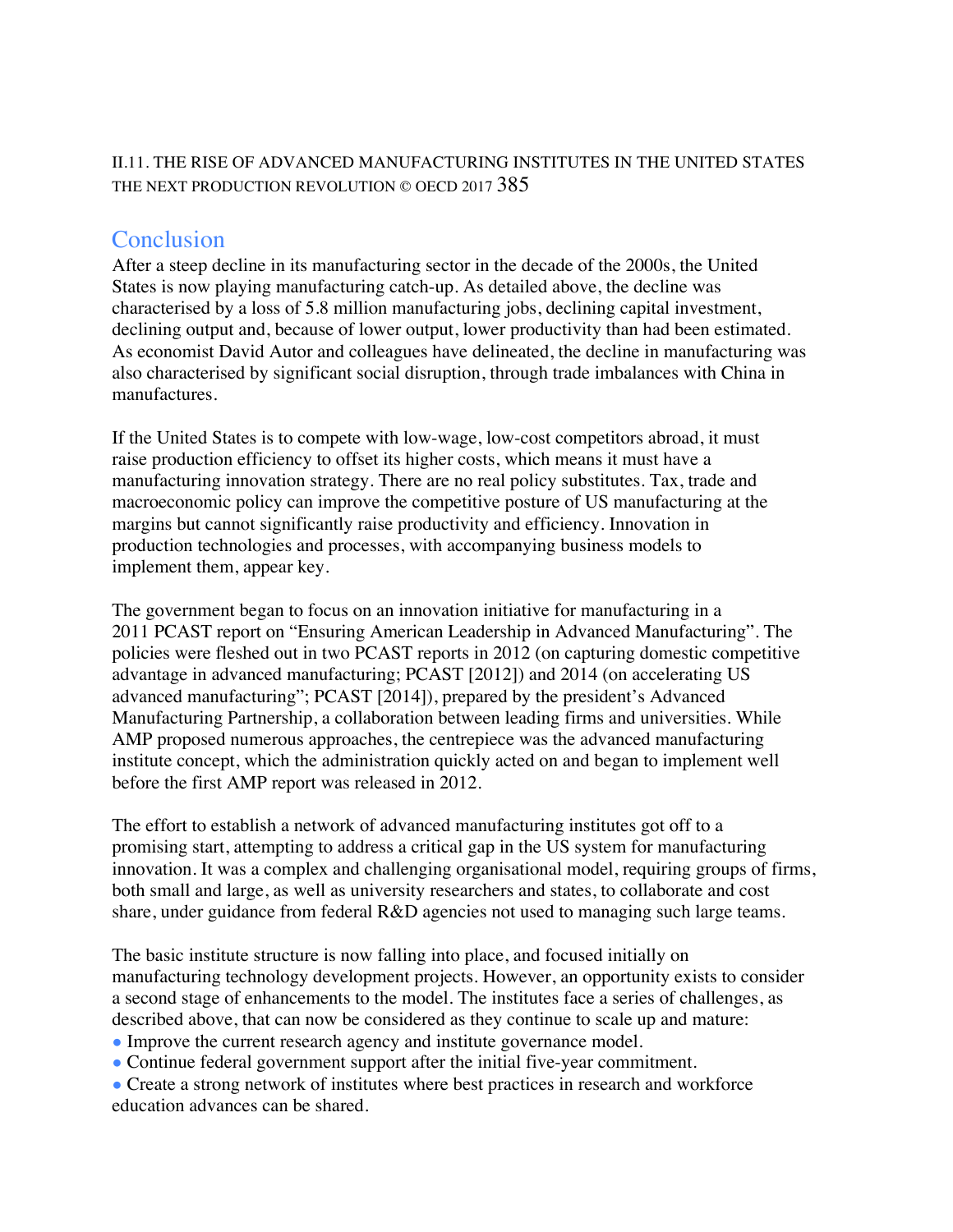## Conclusion

After a steep decline in its manufacturing sector in the decade of the 2000s, the United States is now playing manufacturing catch-up. As detailed above, the decline was characterised by a loss of 5.8 million manufacturing jobs, declining capital investment, declining output and, because of lower output, lower productivity than had been estimated. As economist David Autor and colleagues have delineated, the decline in manufacturing was also characterised by significant social disruption, through trade imbalances with China in manufactures.

If the United States is to compete with low-wage, low-cost competitors abroad, it must raise production efficiency to offset its higher costs, which means it must have a manufacturing innovation strategy. There are no real policy substitutes. Tax, trade and macroeconomic policy can improve the competitive posture of US manufacturing at the margins but cannot significantly raise productivity and efficiency. Innovation in production technologies and processes, with accompanying business models to implement them, appear key.

The government began to focus on an innovation initiative for manufacturing in a 2011 PCAST report on "Ensuring American Leadership in Advanced Manufacturing". The policies were fleshed out in two PCAST reports in 2012 (on capturing domestic competitive advantage in advanced manufacturing; PCAST [2012]) and 2014 (on accelerating US advanced manufacturing"; PCAST [2014]), prepared by the president's Advanced Manufacturing Partnership, a collaboration between leading firms and universities. While AMP proposed numerous approaches, the centrepiece was the advanced manufacturing institute concept, which the administration quickly acted on and began to implement well before the first AMP report was released in 2012.

The effort to establish a network of advanced manufacturing institutes got off to a promising start, attempting to address a critical gap in the US system for manufacturing innovation. It was a complex and challenging organisational model, requiring groups of firms, both small and large, as well as university researchers and states, to collaborate and cost share, under guidance from federal R&D agencies not used to managing such large teams.

The basic institute structure is now falling into place, and focused initially on manufacturing technology development projects. However, an opportunity exists to consider a second stage of enhancements to the model. The institutes face a series of challenges, as described above, that can now be considered as they continue to scale up and mature:

- Improve the current research agency and institute governance model.
- Continue federal government support after the initial five-year commitment.
- Create a strong network of institutes where best practices in research and workforce education advances can be shared.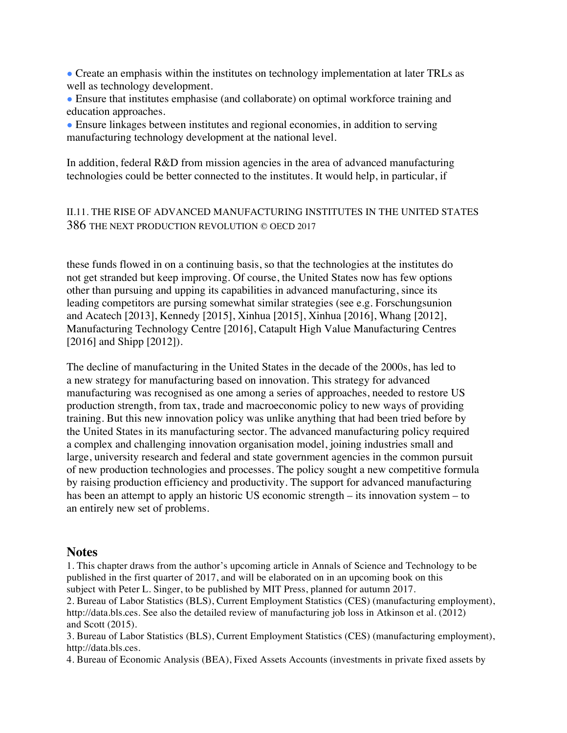- Create an emphasis within the institutes on technology implementation at later TRLs as well as technology development.
- Ensure that institutes emphasise (and collaborate) on optimal workforce training and education approaches.
- Ensure linkages between institutes and regional economies, in addition to serving manufacturing technology development at the national level.

In addition, federal R&D from mission agencies in the area of advanced manufacturing technologies could be better connected to the institutes. It would help, in particular, if these funds flowed in on a continuing basis, so that the technologies at the institutes do not get stranded but keep improving. Of course, the United States now has few options other than pursuing and upping its capabilities in advanced manufacturing, since its leading competitors are pursing somewhat similar strategies (see e.g. Forschungsunion and Acatech [2013], Kennedy [2015], Xinhua [2015], Xinhua [2016], Whang [2012], Manufacturing Technology Centre [2016], Catapult High Value Manufacturing Centres [2016] and Shipp [2012]).

The decline of manufacturing in the United States in the decade of the 2000s, has led to a new strategy for manufacturing based on innovation. This strategy for advanced manufacturing was recognised as one among a series of approaches, needed to restore US production strength, from tax, trade and macroeconomic policy to new ways of providing training. But this new innovation policy was unlike anything that had been tried before by the United States in its manufacturing sector. The advanced manufacturing policy required a complex and challenging innovation organisation model, joining industries small and large, university research and federal and state government agencies in the common pursuit of new production technologies and processes. The policy sought a new competitive formula by raising production efficiency and productivity. The support for advanced manufacturing has been an attempt to apply an historic US economic strength – its innovation system – to an entirely new set of problems.

## Notes

1. This chapter draws from the author's upcoming article in Annals of Science and Technology to be published in the first quarter of 2017, and will be elaborated on in an upcoming book on this subject with Peter L. Singer, to be published by MIT Press, planned for autumn 2017.
2. Bureau of Labor Statistics (BLS), Current Employment Statistics (CES) (manufacturing employment), http://data.bls.ces. See also the detailed review of manufacturing job loss in Atkinson et al. (2012) and Scott (2015).
3. Bureau of Labor Statistics (BLS), Current Employment Statistics (CES) (manufacturing employment), http://data.bls.ces.
4. Bureau of Economic Analysis (BEA), Fixed Assets Accounts (investments in private fixed assets by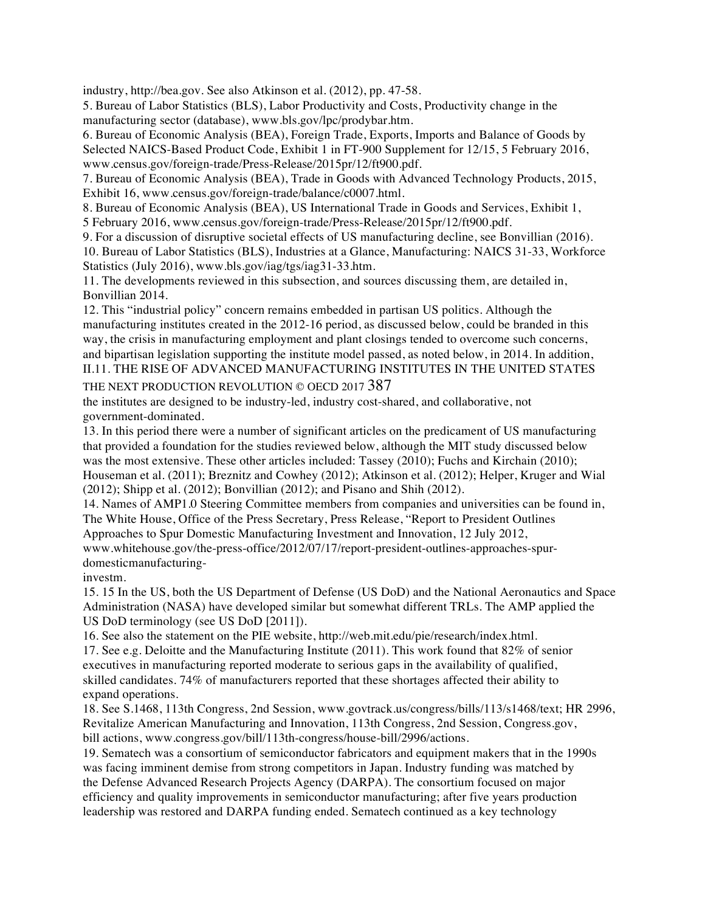industry, http://bea.gov. See also Atkinson et al. (2012), pp. 47-58.

5. Bureau of Labor Statistics (BLS), Labor Productivity and Costs, Productivity change in the manufacturing sector (database), www.bls.gov/lpc/prodybar.htm.

6. Bureau of Economic Analysis (BEA), Foreign Trade, Exports, Imports and Balance of Goods by Selected NAICS-Based Product Code, Exhibit 1 in FT-900 Supplement for 12/15, 5 February 2016, www.census.gov/foreign-trade/Press-Release/2015pr/12/ft900.pdf.

7. Bureau of Economic Analysis (BEA), Trade in Goods with Advanced Technology Products, 2015, Exhibit 16, www.census.gov/foreign-trade/balance/c0007.html.

8. Bureau of Economic Analysis (BEA), US International Trade in Goods and Services, Exhibit 1, 5 February 2016, www.census.gov/foreign-trade/Press-Release/2015pr/12/ft900.pdf.

9. For a discussion of disruptive societal effects of US manufacturing decline, see Bonvillian (2016).

10. Bureau of Labor Statistics (BLS), Industries at a Glance, Manufacturing: NAICS 31-33, Workforce Statistics (July 2016), www.bls.gov/iag/tgs/iag31-33.htm.

11. The developments reviewed in this subsection, and sources discussing them, are detailed in, Bonvillian 2014.

12. This "industrial policy" concern remains embedded in partisan US politics. Although the manufacturing institutes created in the 2012-16 period, as discussed below, could be branded in this way, the crisis in manufacturing employment and plant closings tended to overcome such concerns, and bipartisan legislation supporting the institute model passed, as noted below, in 2014. In addition, the institutes are designed to be industry-led, industry cost-shared, and collaborative, not government-dominated.

13. In this period there were a number of significant articles on the predicament of US manufacturing that provided a foundation for the studies reviewed below, although the MIT study discussed below was the most extensive. These other articles included: Tassey (2010); Fuchs and Kirchain (2010); Houseman et al. (2011); Breznitz and Cowhey (2012); Atkinson et al. (2012); Helper, Kruger and Wial (2012); Shipp et al. (2012); Bonvillian (2012); and Pisano and Shih (2012).

14. Names of AMP1.0 Steering Committee members from companies and universities can be found in, The White House, Office of the Press Secretary, Press Release, "Report to President Outlines Approaches to Spur Domestic Manufacturing Investment and Innovation, 12 July 2012, www.whitehouse.gov/the-press-office/2012/07/17/report-president-outlines-approaches-spur-domesticmanufacturing-investm.

15. 15 In the US, both the US Department of Defense (US DoD) and the National Aeronautics and Space Administration (NASA) have developed similar but somewhat different TRLs. The AMP applied the US DoD terminology (see US DoD [2011]).

16. See also the statement on the PIE website, http://web.mit.edu/pie/research/index.html.

17. See e.g. Deloitte and the Manufacturing Institute (2011). This work found that 82% of senior executives in manufacturing reported moderate to serious gaps in the availability of qualified, skilled candidates. 74% of manufacturers reported that these shortages affected their ability to expand operations.

18. See S.1468, 113th Congress, 2nd Session, www.govtrack.us/congress/bills/113/s1468/text; HR 2996, Revitalize American Manufacturing and Innovation, 113th Congress, 2nd Session, Congress.gov, bill actions, www.congress.gov/bill/113th-congress/house-bill/2996/actions.

19. Sematech was a consortium of semiconductor fabricators and equipment makers that in the 1990s was facing imminent demise from strong competitors in Japan. Industry funding was matched by the Defense Advanced Research Projects Agency (DARPA). The consortium focused on major efficiency and quality improvements in semiconductor manufacturing; after five years production leadership was restored and DARPA funding ended. Sematech continued as a key technology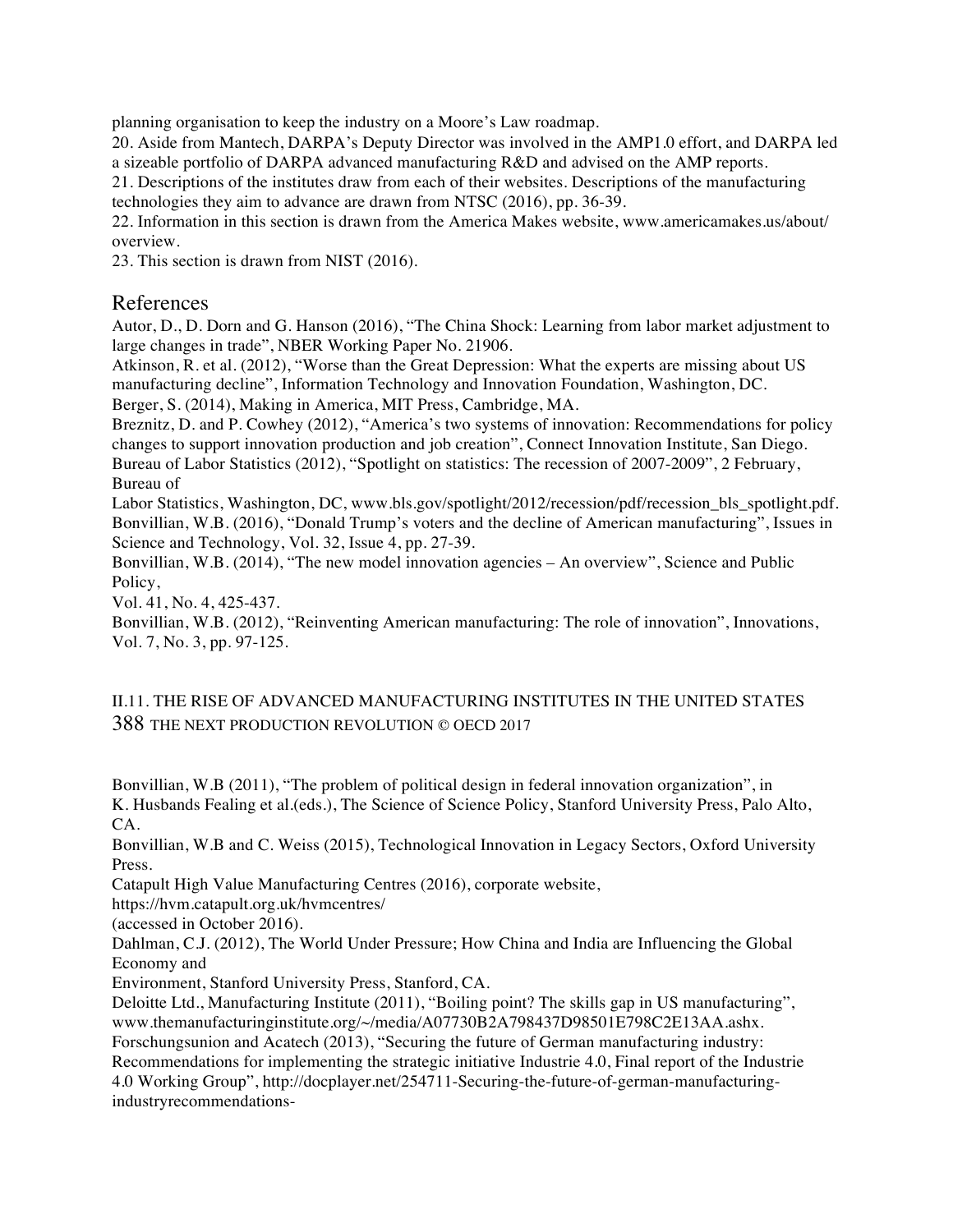planning organisation to keep the industry on a Moore's Law roadmap.

20. Aside from Mantech, DARPA's Deputy Director was involved in the AMP1.0 effort, and DARPA led a sizeable portfolio of DARPA advanced manufacturing R&D and advised on the AMP reports.

21. Descriptions of the institutes draw from each of their websites. Descriptions of the manufacturing technologies they aim to advance are drawn from NTSC (2016), pp. 36-39.

22. Information in this section is drawn from the America Makes website, www.americamakes.us/about/overview.

23. This section is drawn from NIST (2016).

## References

Autor, D., D. Dorn and G. Hanson (2016), "The China Shock: Learning from labor market adjustment to large changes in trade", NBER Working Paper No. 21906.

Atkinson, R. et al. (2012), "Worse than the Great Depression: What the experts are missing about US manufacturing decline", Information Technology and Innovation Foundation, Washington, DC.

Berger, S. (2014), Making in America, MIT Press, Cambridge, MA.

Breznitz, D. and P. Cowhey (2012), "America's two systems of innovation: Recommendations for policy changes to support innovation production and job creation", Connect Innovation Institute, San Diego.

Bureau of Labor Statistics (2012), "Spotlight on statistics: The recession of 2007-2009", 2 February, Bureau of Labor Statistics, Washington, DC, www.bls.gov/spotlight/2012/recession/pdf/recession_bls_spotlight.pdf.

Bonvillian, W.B. (2016), "Donald Trump's voters and the decline of American manufacturing", Issues in Science and Technology, Vol. 32, Issue 4, pp. 27-39.

Bonvillian, W.B. (2014), "The new model innovation agencies – An overview", Science and Public Policy, Vol. 41, No. 4, 425-437.

Bonvillian, W.B. (2012), "Reinventing American manufacturing: The role of innovation", Innovations, Vol. 7, No. 3, pp. 97-125.

Bonvillian, W.B (2011), "The problem of political design in federal innovation organization", in K. Husbands Fealing et al.(eds.), The Science of Science Policy, Stanford University Press, Palo Alto, CA.

Bonvillian, W.B and C. Weiss (2015), Technological Innovation in Legacy Sectors, Oxford University Press.

Catapult High Value Manufacturing Centres (2016), corporate website, https://hvm.catapult.org.uk/hvmcentres/ (accessed in October 2016).

Dahlman, C.J. (2012), The World Under Pressure; How China and India are Influencing the Global Economy and Environment, Stanford University Press, Stanford, CA.

Deloitte Ltd., Manufacturing Institute (2011), "Boiling point? The skills gap in US manufacturing", www.themanufacturinginstitute.org/~/media/A07730B2A798437D98501E798C2E13AA.ashx.

Forschungsunion and Acatech (2013), "Securing the future of German manufacturing industry: Recommendations for implementing the strategic initiative Industrie 4.0, Final report of the Industrie 4.0 Working Group", http://docplayer.net/254711-Securing-the-future-of-german-manufacturing-industryrecommendations-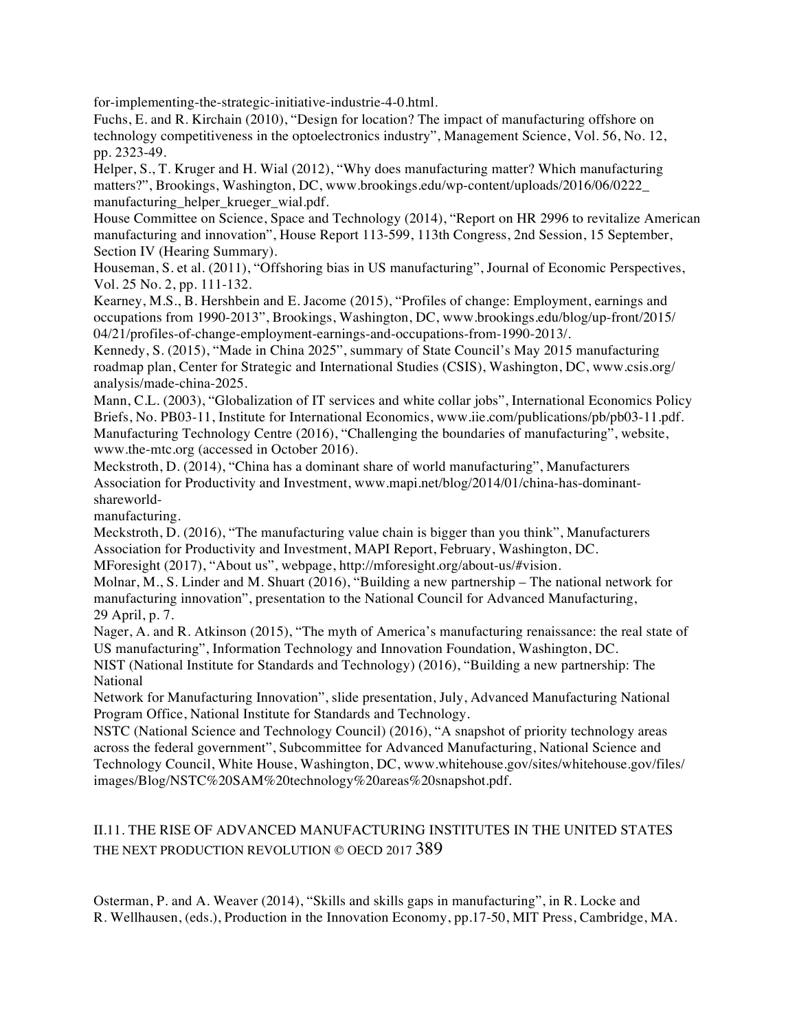for-implementing-the-strategic-initiative-industrie-4-0.html.

Fuchs, E. and R. Kirchain (2010), "Design for location? The impact of manufacturing offshore on technology competitiveness in the optoelectronics industry", Management Science, Vol. 56, No. 12, pp. 2323-49.

Helper, S., T. Kruger and H. Wial (2012), "Why does manufacturing matter? Which manufacturing matters?", Brookings, Washington, DC, www.brookings.edu/wp-content/uploads/2016/06/0222_manufacturing_helper_krueger_wial.pdf.

House Committee on Science, Space and Technology (2014), "Report on HR 2996 to revitalize American manufacturing and innovation", House Report 113-599, 113th Congress, 2nd Session, 15 September, Section IV (Hearing Summary).

Houseman, S. et al. (2011), "Offshoring bias in US manufacturing", Journal of Economic Perspectives, Vol. 25 No. 2, pp. 111-132.

Kearney, M.S., B. Hershbein and E. Jacome (2015), "Profiles of change: Employment, earnings and occupations from 1990-2013", Brookings, Washington, DC, www.brookings.edu/blog/up-front/2015/04/21/profiles-of-change-employment-earnings-and-occupations-from-1990-2013/.

Kennedy, S. (2015), "Made in China 2025", summary of State Council's May 2015 manufacturing roadmap plan, Center for Strategic and International Studies (CSIS), Washington, DC, www.csis.org/analysis/made-china-2025.

Mann, C.L. (2003), "Globalization of IT services and white collar jobs", International Economics Policy Briefs, No. PB03-11, Institute for International Economics, www.iie.com/publications/pb/pb03-11.pdf.

Manufacturing Technology Centre (2016), "Challenging the boundaries of manufacturing", website, www.the-mtc.org (accessed in October 2016).

Meckstroth, D. (2014), "China has a dominant share of world manufacturing", Manufacturers Association for Productivity and Investment, www.mapi.net/blog/2014/01/china-has-dominant-shareworld-manufacturing.

Meckstroth, D. (2016), "The manufacturing value chain is bigger than you think", Manufacturers Association for Productivity and Investment, MAPI Report, February, Washington, DC.

MForesight (2017), "About us", webpage, http://mforesight.org/about-us/#vision.

Molnar, M., S. Linder and M. Shuart (2016), "Building a new partnership – The national network for manufacturing innovation", presentation to the National Council for Advanced Manufacturing, 29 April, p. 7.

Nager, A. and R. Atkinson (2015), "The myth of America's manufacturing renaissance: the real state of US manufacturing", Information Technology and Innovation Foundation, Washington, DC.

NIST (National Institute for Standards and Technology) (2016), "Building a new partnership: The National Network for Manufacturing Innovation", slide presentation, July, Advanced Manufacturing National Program Office, National Institute for Standards and Technology.

NSTC (National Science and Technology Council) (2016), "A snapshot of priority technology areas across the federal government", Subcommittee for Advanced Manufacturing, National Science and Technology Council, White House, Washington, DC, www.whitehouse.gov/sites/whitehouse.gov/files/images/Blog/NSTC%20SAM%20technology%20areas%20snapshot.pdf.

Osterman, P. and A. Weaver (2014), "Skills and skills gaps in manufacturing", in R. Locke and R. Wellhausen, (eds.), Production in the Innovation Economy, pp.17-50, MIT Press, Cambridge, MA.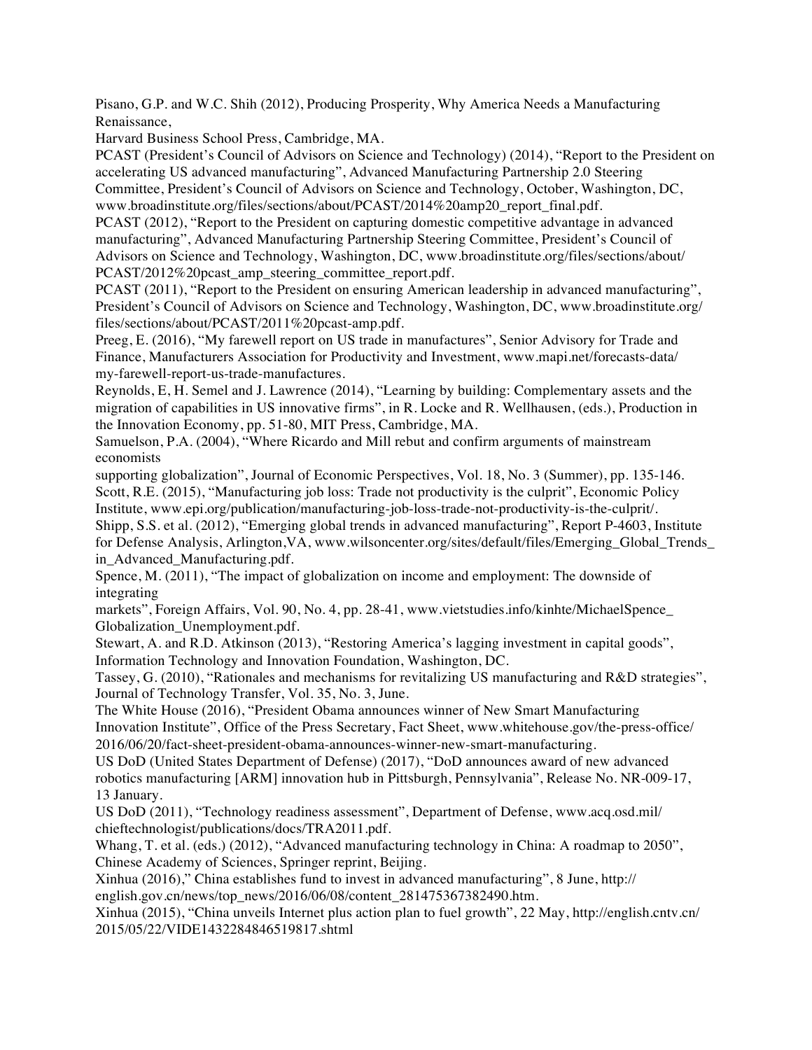Pisano, G.P. and W.C. Shih (2012), Producing Prosperity, Why America Needs a Manufacturing Renaissance,
Harvard Business School Press, Cambridge, MA.

PCAST (President's Council of Advisors on Science and Technology) (2014), "Report to the President on accelerating US advanced manufacturing", Advanced Manufacturing Partnership 2.0 Steering Committee, President's Council of Advisors on Science and Technology, October, Washington, DC, www.broadinstitute.org/files/sections/about/PCAST/2014%20amp20_report_final.pdf.

PCAST (2012), "Report to the President on capturing domestic competitive advantage in advanced manufacturing", Advanced Manufacturing Partnership Steering Committee, President's Council of Advisors on Science and Technology, Washington, DC, www.broadinstitute.org/files/sections/about/PCAST/2012%20pcast_amp_steering_committee_report.pdf.

PCAST (2011), "Report to the President on ensuring American leadership in advanced manufacturing", President's Council of Advisors on Science and Technology, Washington, DC, www.broadinstitute.org/files/sections/about/PCAST/2011%20pcast-amp.pdf.

Preeg, E. (2016), "My farewell report on US trade in manufactures", Senior Advisory for Trade and Finance, Manufacturers Association for Productivity and Investment, www.mapi.net/forecasts-data/my-farewell-report-us-trade-manufactures.

Reynolds, E, H. Semel and J. Lawrence (2014), "Learning by building: Complementary assets and the migration of capabilities in US innovative firms", in R. Locke and R. Wellhausen, (eds.), Production in the Innovation Economy, pp. 51-80, MIT Press, Cambridge, MA.

Samuelson, P.A. (2004), "Where Ricardo and Mill rebut and confirm arguments of mainstream economists
supporting globalization", Journal of Economic Perspectives, Vol. 18, No. 3 (Summer), pp. 135-146.

Scott, R.E. (2015), "Manufacturing job loss: Trade not productivity is the culprit", Economic Policy Institute, www.epi.org/publication/manufacturing-job-loss-trade-not-productivity-is-the-culprit/.

Shipp, S.S. et al. (2012), "Emerging global trends in advanced manufacturing", Report P-4603, Institute for Defense Analysis, Arlington,VA, www.wilsoncenter.org/sites/default/files/Emerging_Global_Trends_in_Advanced_Manufacturing.pdf.

Spence, M. (2011), "The impact of globalization on income and employment: The downside of integrating
markets", Foreign Affairs, Vol. 90, No. 4, pp. 28-41, www.vietstudies.info/kinhte/MichaelSpence_Globalization_Unemployment.pdf.

Stewart, A. and R.D. Atkinson (2013), "Restoring America's lagging investment in capital goods", Information Technology and Innovation Foundation, Washington, DC.

Tassey, G. (2010), "Rationales and mechanisms for revitalizing US manufacturing and R&D strategies", Journal of Technology Transfer, Vol. 35, No. 3, June.

The White House (2016), "President Obama announces winner of New Smart Manufacturing Innovation Institute", Office of the Press Secretary, Fact Sheet, www.whitehouse.gov/the-press-office/2016/06/20/fact-sheet-president-obama-announces-winner-new-smart-manufacturing.

US DoD (United States Department of Defense) (2017), "DoD announces award of new advanced robotics manufacturing [ARM] innovation hub in Pittsburgh, Pennsylvania", Release No. NR-009-17, 13 January.

US DoD (2011), "Technology readiness assessment", Department of Defense, www.acq.osd.mil/chieftechnologist/publications/docs/TRA2011.pdf.

Whang, T. et al. (eds.) (2012), "Advanced manufacturing technology in China: A roadmap to 2050", Chinese Academy of Sciences, Springer reprint, Beijing.

Xinhua (2016)," China establishes fund to invest in advanced manufacturing", 8 June, http://english.gov.cn/news/top_news/2016/06/08/content_281475367382490.htm.

Xinhua (2015), "China unveils Internet plus action plan to fuel growth", 22 May, http://english.cntv.cn/2015/05/22/VIDE1432284846519817.shtml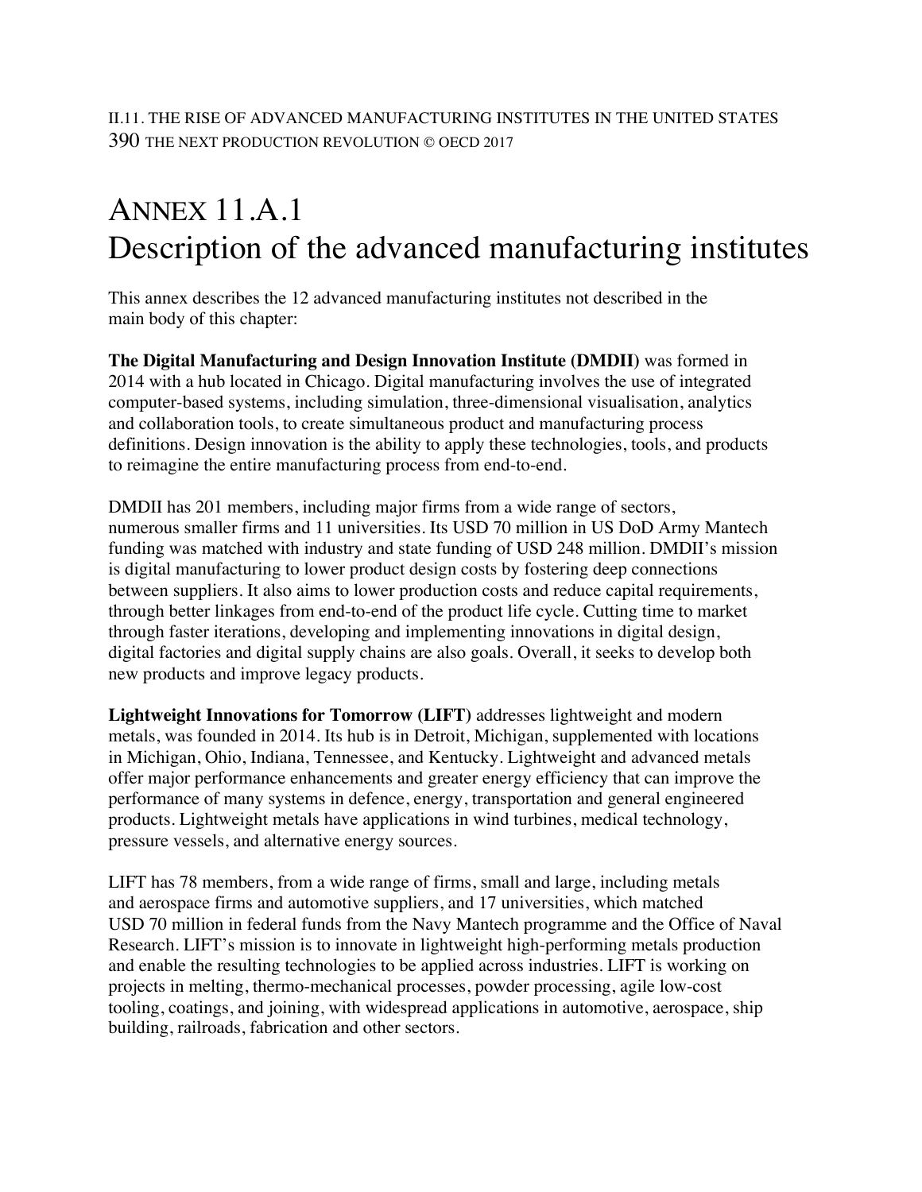# ANNEX 11.A.1
# Description of the advanced manufacturing institutes

This annex describes the 12 advanced manufacturing institutes not described in the main body of this chapter:

**The Digital Manufacturing and Design Innovation Institute (DMDII)** was formed in 2014 with a hub located in Chicago. Digital manufacturing involves the use of integrated computer-based systems, including simulation, three-dimensional visualisation, analytics and collaboration tools, to create simultaneous product and manufacturing process definitions. Design innovation is the ability to apply these technologies, tools, and products to reimagine the entire manufacturing process from end-to-end.

DMDII has 201 members, including major firms from a wide range of sectors, numerous smaller firms and 11 universities. Its USD 70 million in US DoD Army Mantech funding was matched with industry and state funding of USD 248 million. DMDII's mission is digital manufacturing to lower product design costs by fostering deep connections between suppliers. It also aims to lower production costs and reduce capital requirements, through better linkages from end-to-end of the product life cycle. Cutting time to market through faster iterations, developing and implementing innovations in digital design, digital factories and digital supply chains are also goals. Overall, it seeks to develop both new products and improve legacy products.

**Lightweight Innovations for Tomorrow (LIFT)** addresses lightweight and modern metals, was founded in 2014. Its hub is in Detroit, Michigan, supplemented with locations in Michigan, Ohio, Indiana, Tennessee, and Kentucky. Lightweight and advanced metals offer major performance enhancements and greater energy efficiency that can improve the performance of many systems in defence, energy, transportation and general engineered products. Lightweight metals have applications in wind turbines, medical technology, pressure vessels, and alternative energy sources.

LIFT has 78 members, from a wide range of firms, small and large, including metals and aerospace firms and automotive suppliers, and 17 universities, which matched USD 70 million in federal funds from the Navy Mantech programme and the Office of Naval Research. LIFT's mission is to innovate in lightweight high-performing metals production and enable the resulting technologies to be applied across industries. LIFT is working on projects in melting, thermo-mechanical processes, powder processing, agile low-cost tooling, coatings, and joining, with widespread applications in automotive, aerospace, ship building, railroads, fabrication and other sectors.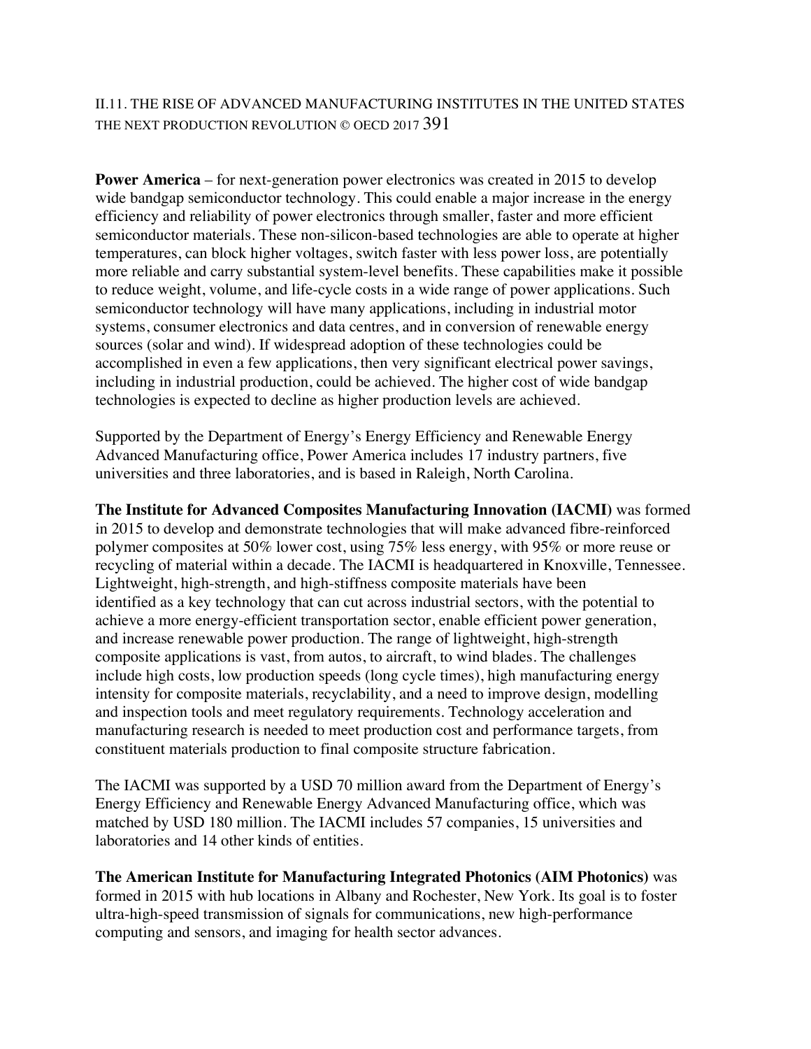**Power America** – for next-generation power electronics was created in 2015 to develop wide bandgap semiconductor technology. This could enable a major increase in the energy efficiency and reliability of power electronics through smaller, faster and more efficient semiconductor materials. These non-silicon-based technologies are able to operate at higher temperatures, can block higher voltages, switch faster with less power loss, are potentially more reliable and carry substantial system-level benefits. These capabilities make it possible to reduce weight, volume, and life-cycle costs in a wide range of power applications. Such semiconductor technology will have many applications, including in industrial motor systems, consumer electronics and data centres, and in conversion of renewable energy sources (solar and wind). If widespread adoption of these technologies could be accomplished in even a few applications, then very significant electrical power savings, including in industrial production, could be achieved. The higher cost of wide bandgap technologies is expected to decline as higher production levels are achieved.

Supported by the Department of Energy's Energy Efficiency and Renewable Energy Advanced Manufacturing office, Power America includes 17 industry partners, five universities and three laboratories, and is based in Raleigh, North Carolina.

**The Institute for Advanced Composites Manufacturing Innovation (IACMI)** was formed in 2015 to develop and demonstrate technologies that will make advanced fibre-reinforced polymer composites at 50% lower cost, using 75% less energy, with 95% or more reuse or recycling of material within a decade. The IACMI is headquartered in Knoxville, Tennessee. Lightweight, high-strength, and high-stiffness composite materials have been identified as a key technology that can cut across industrial sectors, with the potential to achieve a more energy-efficient transportation sector, enable efficient power generation, and increase renewable power production. The range of lightweight, high-strength composite applications is vast, from autos, to aircraft, to wind blades. The challenges include high costs, low production speeds (long cycle times), high manufacturing energy intensity for composite materials, recyclability, and a need to improve design, modelling and inspection tools and meet regulatory requirements. Technology acceleration and manufacturing research is needed to meet production cost and performance targets, from constituent materials production to final composite structure fabrication.

The IACMI was supported by a USD 70 million award from the Department of Energy's Energy Efficiency and Renewable Energy Advanced Manufacturing office, which was matched by USD 180 million. The IACMI includes 57 companies, 15 universities and laboratories and 14 other kinds of entities.

**The American Institute for Manufacturing Integrated Photonics (AIM Photonics)** was formed in 2015 with hub locations in Albany and Rochester, New York. Its goal is to foster ultra-high-speed transmission of signals for communications, new high-performance computing and sensors, and imaging for health sector advances.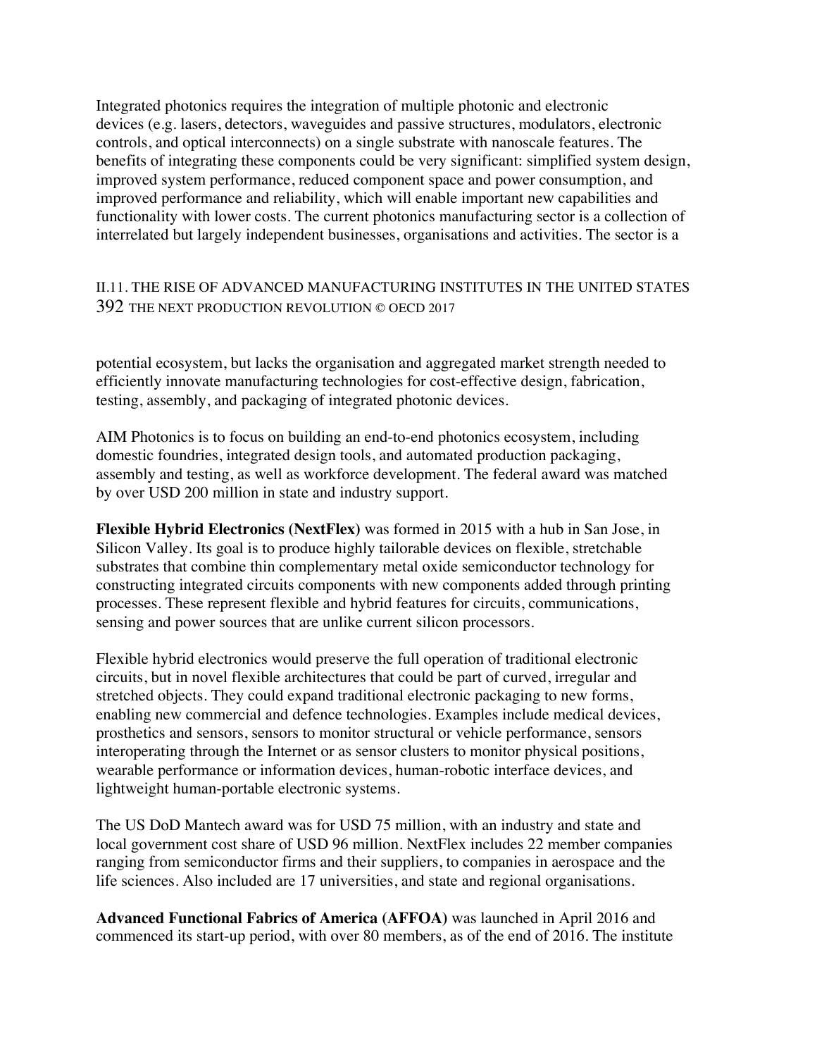Integrated photonics requires the integration of multiple photonic and electronic devices (e.g. lasers, detectors, waveguides and passive structures, modulators, electronic controls, and optical interconnects) on a single substrate with nanoscale features. The benefits of integrating these components could be very significant: simplified system design, improved system performance, reduced component space and power consumption, and improved performance and reliability, which will enable important new capabilities and functionality with lower costs. The current photonics manufacturing sector is a collection of interrelated but largely independent businesses, organisations and activities. The sector is a potential ecosystem, but lacks the organisation and aggregated market strength needed to efficiently innovate manufacturing technologies for cost-effective design, fabrication, testing, assembly, and packaging of integrated photonic devices.

AIM Photonics is to focus on building an end-to-end photonics ecosystem, including domestic foundries, integrated design tools, and automated production packaging, assembly and testing, as well as workforce development. The federal award was matched by over USD 200 million in state and industry support.

**Flexible Hybrid Electronics (NextFlex)** was formed in 2015 with a hub in San Jose, in Silicon Valley. Its goal is to produce highly tailorable devices on flexible, stretchable substrates that combine thin complementary metal oxide semiconductor technology for constructing integrated circuits components with new components added through printing processes. These represent flexible and hybrid features for circuits, communications, sensing and power sources that are unlike current silicon processors.

Flexible hybrid electronics would preserve the full operation of traditional electronic circuits, but in novel flexible architectures that could be part of curved, irregular and stretched objects. They could expand traditional electronic packaging to new forms, enabling new commercial and defence technologies. Examples include medical devices, prosthetics and sensors, sensors to monitor structural or vehicle performance, sensors interoperating through the Internet or as sensor clusters to monitor physical positions, wearable performance or information devices, human-robotic interface devices, and lightweight human-portable electronic systems.

The US DoD Mantech award was for USD 75 million, with an industry and state and local government cost share of USD 96 million. NextFlex includes 22 member companies ranging from semiconductor firms and their suppliers, to companies in aerospace and the life sciences. Also included are 17 universities, and state and regional organisations.

**Advanced Functional Fabrics of America (AFFOA)** was launched in April 2016 and commenced its start-up period, with over 80 members, as of the end of 2016. The institute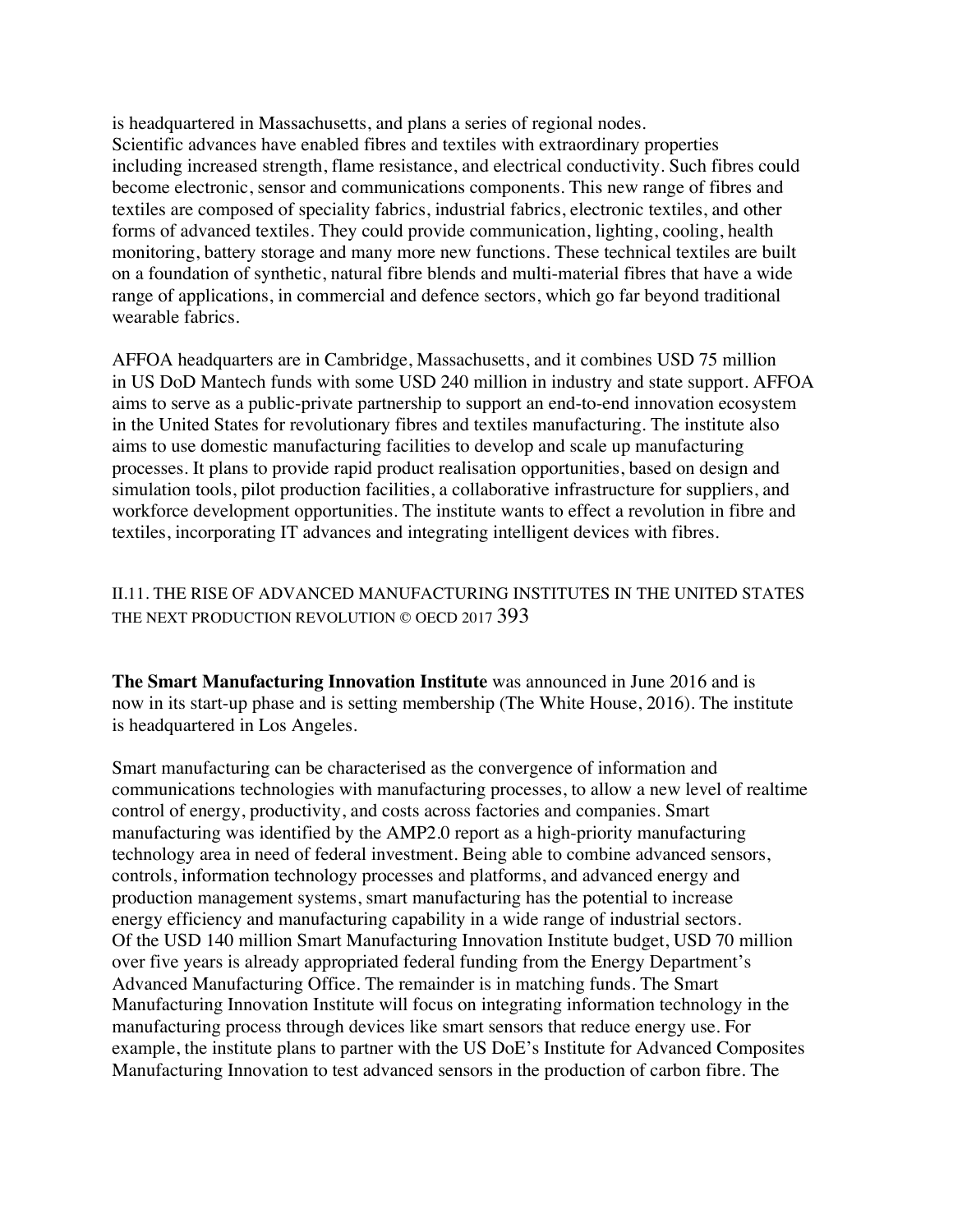is headquartered in Massachusetts, and plans a series of regional nodes.
Scientific advances have enabled fibres and textiles with extraordinary properties including increased strength, flame resistance, and electrical conductivity. Such fibres could become electronic, sensor and communications components. This new range of fibres and textiles are composed of speciality fabrics, industrial fabrics, electronic textiles, and other forms of advanced textiles. They could provide communication, lighting, cooling, health monitoring, battery storage and many more new functions. These technical textiles are built on a foundation of synthetic, natural fibre blends and multi-material fibres that have a wide range of applications, in commercial and defence sectors, which go far beyond traditional wearable fabrics.

AFFOA headquarters are in Cambridge, Massachusetts, and it combines USD 75 million in US DoD Mantech funds with some USD 240 million in industry and state support. AFFOA aims to serve as a public-private partnership to support an end-to-end innovation ecosystem in the United States for revolutionary fibres and textiles manufacturing. The institute also aims to use domestic manufacturing facilities to develop and scale up manufacturing processes. It plans to provide rapid product realisation opportunities, based on design and simulation tools, pilot production facilities, a collaborative infrastructure for suppliers, and workforce development opportunities. The institute wants to effect a revolution in fibre and textiles, incorporating IT advances and integrating intelligent devices with fibres.

**The Smart Manufacturing Innovation Institute** was announced in June 2016 and is now in its start-up phase and is setting membership (The White House, 2016). The institute is headquartered in Los Angeles.

Smart manufacturing can be characterised as the convergence of information and communications technologies with manufacturing processes, to allow a new level of realtime control of energy, productivity, and costs across factories and companies. Smart manufacturing was identified by the AMP2.0 report as a high-priority manufacturing technology area in need of federal investment. Being able to combine advanced sensors, controls, information technology processes and platforms, and advanced energy and production management systems, smart manufacturing has the potential to increase energy efficiency and manufacturing capability in a wide range of industrial sectors.
Of the USD 140 million Smart Manufacturing Innovation Institute budget, USD 70 million over five years is already appropriated federal funding from the Energy Department's Advanced Manufacturing Office. The remainder is in matching funds. The Smart Manufacturing Innovation Institute will focus on integrating information technology in the manufacturing process through devices like smart sensors that reduce energy use. For example, the institute plans to partner with the US DoE's Institute for Advanced Composites Manufacturing Innovation to test advanced sensors in the production of carbon fibre. The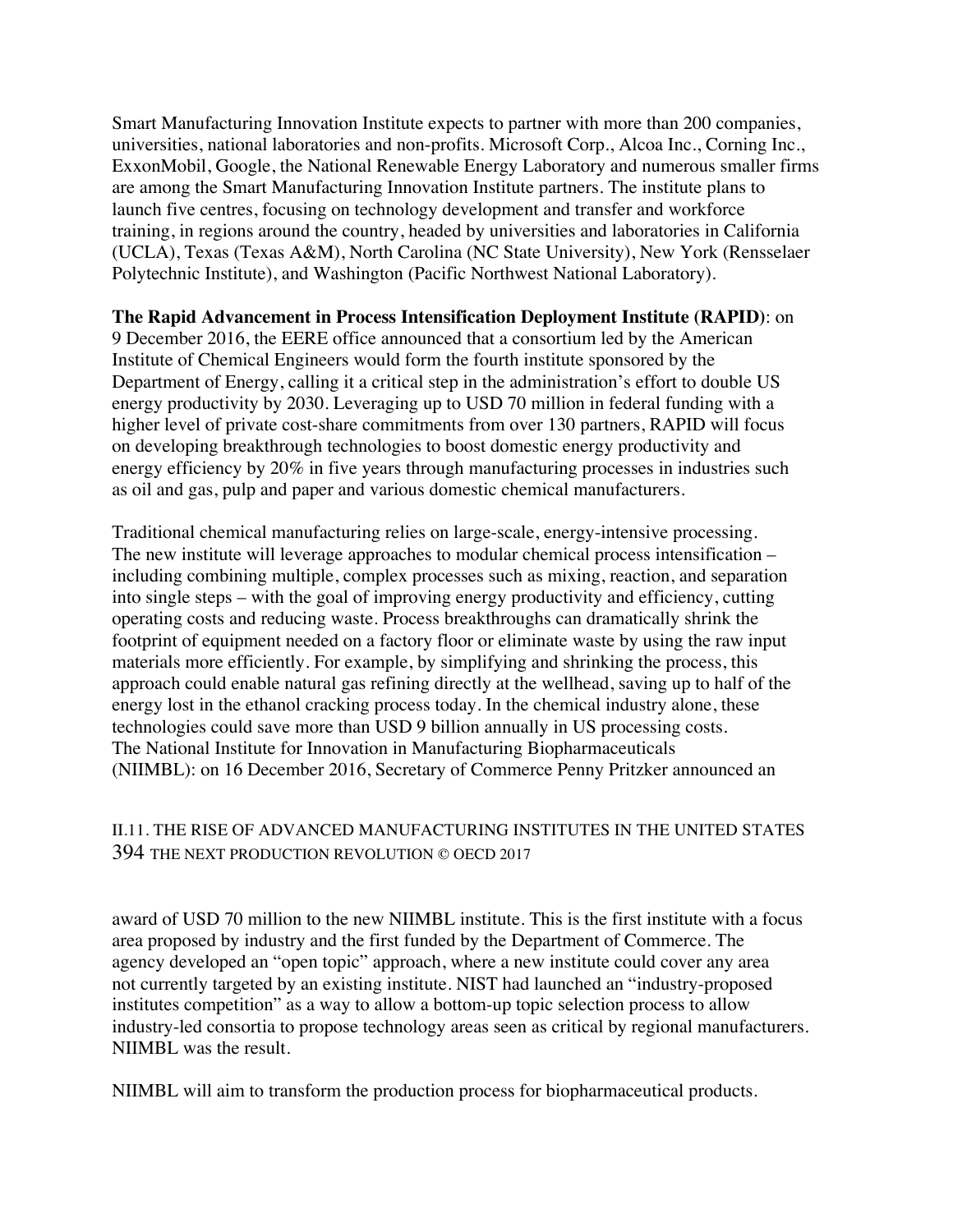Smart Manufacturing Innovation Institute expects to partner with more than 200 companies, universities, national laboratories and non-profits. Microsoft Corp., Alcoa Inc., Corning Inc., ExxonMobil, Google, the National Renewable Energy Laboratory and numerous smaller firms are among the Smart Manufacturing Innovation Institute partners. The institute plans to launch five centres, focusing on technology development and transfer and workforce training, in regions around the country, headed by universities and laboratories in California (UCLA), Texas (Texas A&M), North Carolina (NC State University), New York (Rensselaer Polytechnic Institute), and Washington (Pacific Northwest National Laboratory).

**The Rapid Advancement in Process Intensification Deployment Institute (RAPID)**: on 9 December 2016, the EERE office announced that a consortium led by the American Institute of Chemical Engineers would form the fourth institute sponsored by the Department of Energy, calling it a critical step in the administration's effort to double US energy productivity by 2030. Leveraging up to USD 70 million in federal funding with a higher level of private cost-share commitments from over 130 partners, RAPID will focus on developing breakthrough technologies to boost domestic energy productivity and energy efficiency by 20% in five years through manufacturing processes in industries such as oil and gas, pulp and paper and various domestic chemical manufacturers.

Traditional chemical manufacturing relies on large-scale, energy-intensive processing. The new institute will leverage approaches to modular chemical process intensification – including combining multiple, complex processes such as mixing, reaction, and separation into single steps – with the goal of improving energy productivity and efficiency, cutting operating costs and reducing waste. Process breakthroughs can dramatically shrink the footprint of equipment needed on a factory floor or eliminate waste by using the raw input materials more efficiently. For example, by simplifying and shrinking the process, this approach could enable natural gas refining directly at the wellhead, saving up to half of the energy lost in the ethanol cracking process today. In the chemical industry alone, these technologies could save more than USD 9 billion annually in US processing costs.
The National Institute for Innovation in Manufacturing Biopharmaceuticals (NIIMBL): on 16 December 2016, Secretary of Commerce Penny Pritzker announced an award of USD 70 million to the new NIIMBL institute. This is the first institute with a focus area proposed by industry and the first funded by the Department of Commerce. The agency developed an "open topic" approach, where a new institute could cover any area not currently targeted by an existing institute. NIST had launched an "industry-proposed institutes competition" as a way to allow a bottom-up topic selection process to allow industry-led consortia to propose technology areas seen as critical by regional manufacturers. NIIMBL was the result.

NIIMBL will aim to transform the production process for biopharmaceutical products.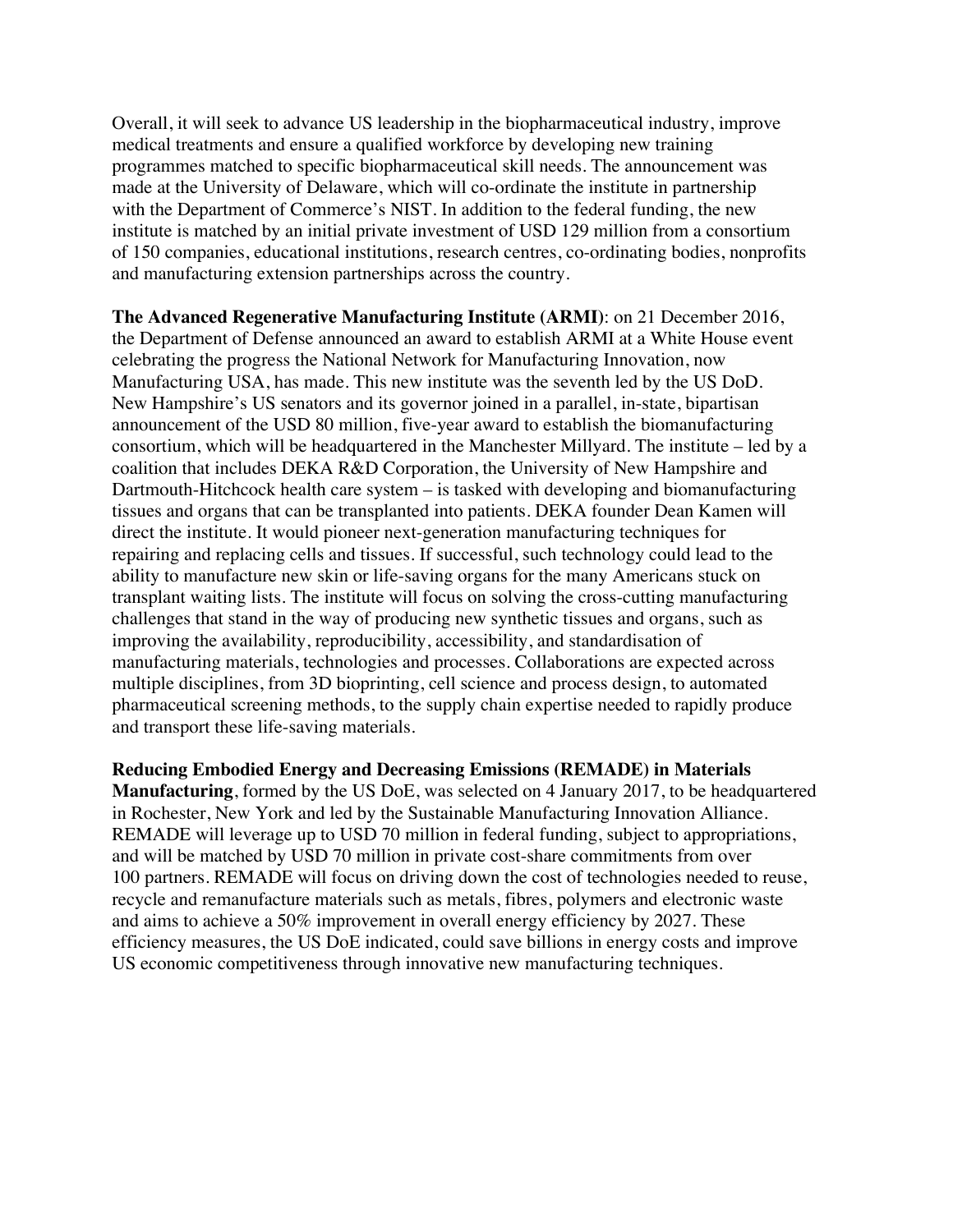Overall, it will seek to advance US leadership in the biopharmaceutical industry, improve medical treatments and ensure a qualified workforce by developing new training programmes matched to specific biopharmaceutical skill needs. The announcement was made at the University of Delaware, which will co-ordinate the institute in partnership with the Department of Commerce's NIST. In addition to the federal funding, the new institute is matched by an initial private investment of USD 129 million from a consortium of 150 companies, educational institutions, research centres, co-ordinating bodies, nonprofits and manufacturing extension partnerships across the country.

**The Advanced Regenerative Manufacturing Institute (ARMI)**: on 21 December 2016, the Department of Defense announced an award to establish ARMI at a White House event celebrating the progress the National Network for Manufacturing Innovation, now Manufacturing USA, has made. This new institute was the seventh led by the US DoD. New Hampshire's US senators and its governor joined in a parallel, in-state, bipartisan announcement of the USD 80 million, five-year award to establish the biomanufacturing consortium, which will be headquartered in the Manchester Millyard. The institute – led by a coalition that includes DEKA R&D Corporation, the University of New Hampshire and Dartmouth-Hitchcock health care system – is tasked with developing and biomanufacturing tissues and organs that can be transplanted into patients. DEKA founder Dean Kamen will direct the institute. It would pioneer next-generation manufacturing techniques for repairing and replacing cells and tissues. If successful, such technology could lead to the ability to manufacture new skin or life-saving organs for the many Americans stuck on transplant waiting lists. The institute will focus on solving the cross-cutting manufacturing challenges that stand in the way of producing new synthetic tissues and organs, such as improving the availability, reproducibility, accessibility, and standardisation of manufacturing materials, technologies and processes. Collaborations are expected across multiple disciplines, from 3D bioprinting, cell science and process design, to automated pharmaceutical screening methods, to the supply chain expertise needed to rapidly produce and transport these life-saving materials.

**Reducing Embodied Energy and Decreasing Emissions (REMADE) in Materials Manufacturing**, formed by the US DoE, was selected on 4 January 2017, to be headquartered in Rochester, New York and led by the Sustainable Manufacturing Innovation Alliance. REMADE will leverage up to USD 70 million in federal funding, subject to appropriations, and will be matched by USD 70 million in private cost-share commitments from over 100 partners. REMADE will focus on driving down the cost of technologies needed to reuse, recycle and remanufacture materials such as metals, fibres, polymers and electronic waste and aims to achieve a 50% improvement in overall energy efficiency by 2027. These efficiency measures, the US DoE indicated, could save billions in energy costs and improve US economic competitiveness through innovative new manufacturing techniques.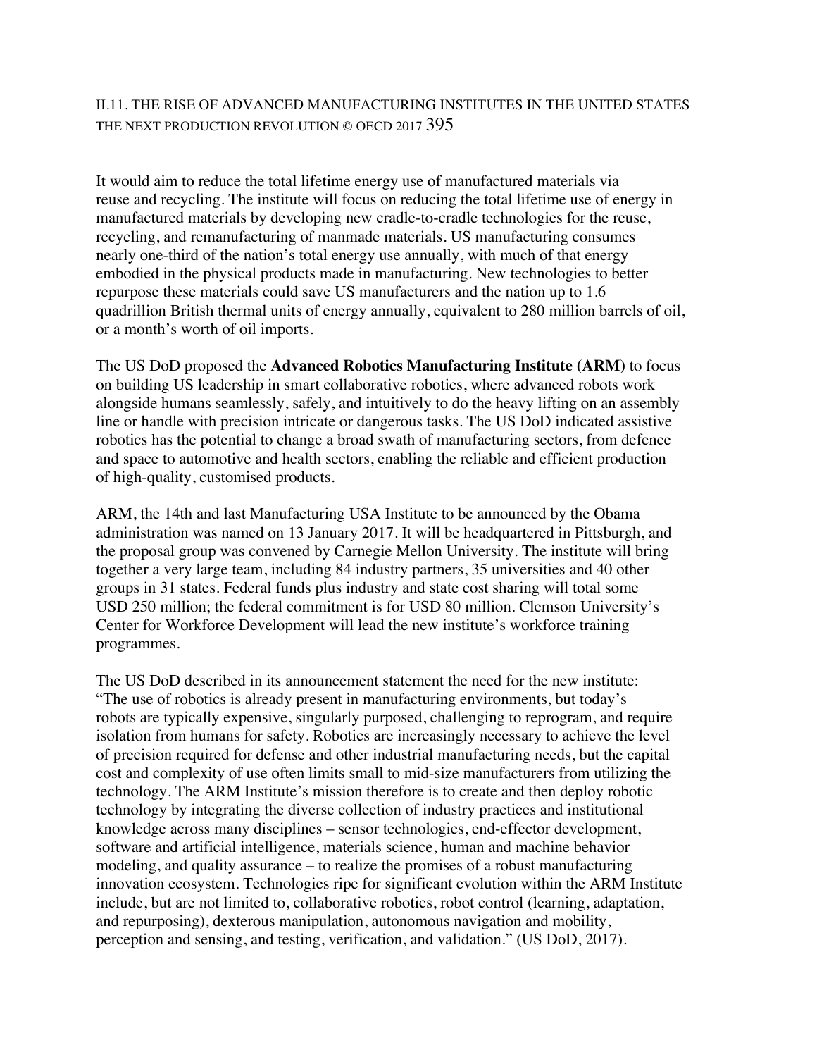It would aim to reduce the total lifetime energy use of manufactured materials via reuse and recycling. The institute will focus on reducing the total lifetime use of energy in manufactured materials by developing new cradle-to-cradle technologies for the reuse, recycling, and remanufacturing of manmade materials. US manufacturing consumes nearly one-third of the nation's total energy use annually, with much of that energy embodied in the physical products made in manufacturing. New technologies to better repurpose these materials could save US manufacturers and the nation up to 1.6 quadrillion British thermal units of energy annually, equivalent to 280 million barrels of oil, or a month's worth of oil imports.

The US DoD proposed the **Advanced Robotics Manufacturing Institute (ARM)** to focus on building US leadership in smart collaborative robotics, where advanced robots work alongside humans seamlessly, safely, and intuitively to do the heavy lifting on an assembly line or handle with precision intricate or dangerous tasks. The US DoD indicated assistive robotics has the potential to change a broad swath of manufacturing sectors, from defence and space to automotive and health sectors, enabling the reliable and efficient production of high-quality, customised products.

ARM, the 14th and last Manufacturing USA Institute to be announced by the Obama administration was named on 13 January 2017. It will be headquartered in Pittsburgh, and the proposal group was convened by Carnegie Mellon University. The institute will bring together a very large team, including 84 industry partners, 35 universities and 40 other groups in 31 states. Federal funds plus industry and state cost sharing will total some USD 250 million; the federal commitment is for USD 80 million. Clemson University's Center for Workforce Development will lead the new institute's workforce training programmes.

The US DoD described in its announcement statement the need for the new institute: "The use of robotics is already present in manufacturing environments, but today's robots are typically expensive, singularly purposed, challenging to reprogram, and require isolation from humans for safety. Robotics are increasingly necessary to achieve the level of precision required for defense and other industrial manufacturing needs, but the capital cost and complexity of use often limits small to mid-size manufacturers from utilizing the technology. The ARM Institute's mission therefore is to create and then deploy robotic technology by integrating the diverse collection of industry practices and institutional knowledge across many disciplines – sensor technologies, end-effector development, software and artificial intelligence, materials science, human and machine behavior modeling, and quality assurance – to realize the promises of a robust manufacturing innovation ecosystem. Technologies ripe for significant evolution within the ARM Institute include, but are not limited to, collaborative robotics, robot control (learning, adaptation, and repurposing), dexterous manipulation, autonomous navigation and mobility, perception and sensing, and testing, verification, and validation." (US DoD, 2017).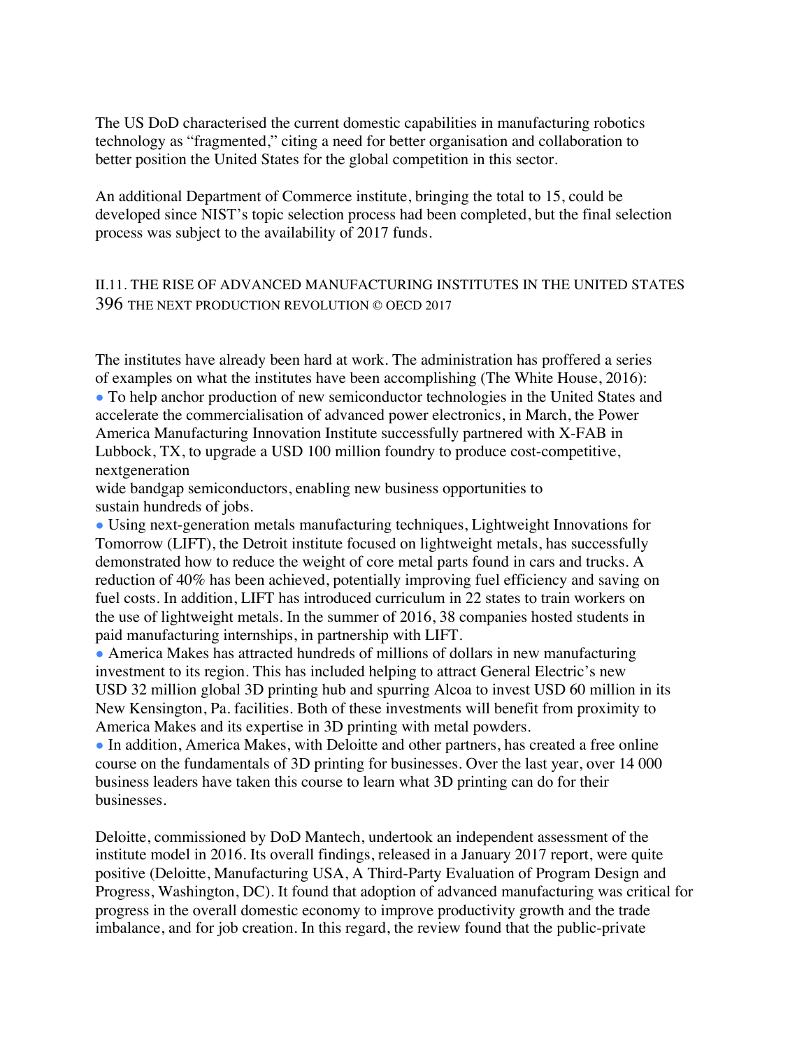The US DoD characterised the current domestic capabilities in manufacturing robotics technology as "fragmented," citing a need for better organisation and collaboration to better position the United States for the global competition in this sector.

An additional Department of Commerce institute, bringing the total to 15, could be developed since NIST's topic selection process had been completed, but the final selection process was subject to the availability of 2017 funds.

The institutes have already been hard at work. The administration has proffered a series of examples on what the institutes have been accomplishing (The White House, 2016):

- To help anchor production of new semiconductor technologies in the United States and accelerate the commercialisation of advanced power electronics, in March, the Power America Manufacturing Innovation Institute successfully partnered with X-FAB in Lubbock, TX, to upgrade a USD 100 million foundry to produce cost-competitive, nextgeneration wide bandgap semiconductors, enabling new business opportunities to sustain hundreds of jobs.
- Using next-generation metals manufacturing techniques, Lightweight Innovations for Tomorrow (LIFT), the Detroit institute focused on lightweight metals, has successfully demonstrated how to reduce the weight of core metal parts found in cars and trucks. A reduction of 40% has been achieved, potentially improving fuel efficiency and saving on fuel costs. In addition, LIFT has introduced curriculum in 22 states to train workers on the use of lightweight metals. In the summer of 2016, 38 companies hosted students in paid manufacturing internships, in partnership with LIFT.
- America Makes has attracted hundreds of millions of dollars in new manufacturing investment to its region. This has included helping to attract General Electric's new USD 32 million global 3D printing hub and spurring Alcoa to invest USD 60 million in its New Kensington, Pa. facilities. Both of these investments will benefit from proximity to America Makes and its expertise in 3D printing with metal powders.
- In addition, America Makes, with Deloitte and other partners, has created a free online course on the fundamentals of 3D printing for businesses. Over the last year, over 14 000 business leaders have taken this course to learn what 3D printing can do for their businesses.

Deloitte, commissioned by DoD Mantech, undertook an independent assessment of the institute model in 2016. Its overall findings, released in a January 2017 report, were quite positive (Deloitte, Manufacturing USA, A Third-Party Evaluation of Program Design and Progress, Washington, DC). It found that adoption of advanced manufacturing was critical for progress in the overall domestic economy to improve productivity growth and the trade imbalance, and for job creation. In this regard, the review found that the public-private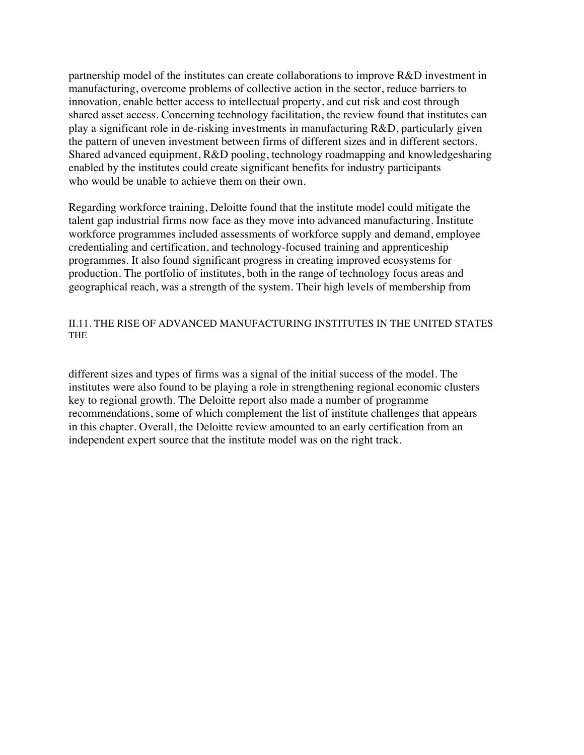partnership model of the institutes can create collaborations to improve R&D investment in manufacturing, overcome problems of collective action in the sector, reduce barriers to innovation, enable better access to intellectual property, and cut risk and cost through shared asset access. Concerning technology facilitation, the review found that institutes can play a significant role in de-risking investments in manufacturing R&D, particularly given the pattern of uneven investment between firms of different sizes and in different sectors. Shared advanced equipment, R&D pooling, technology roadmapping and knowledgesharing enabled by the institutes could create significant benefits for industry participants who would be unable to achieve them on their own.

Regarding workforce training, Deloitte found that the institute model could mitigate the talent gap industrial firms now face as they move into advanced manufacturing. Institute workforce programmes included assessments of workforce supply and demand, employee credentialing and certification, and technology-focused training and apprenticeship programmes. It also found significant progress in creating improved ecosystems for production. The portfolio of institutes, both in the range of technology focus areas and geographical reach, was a strength of the system. Their high levels of membership from different sizes and types of firms was a signal of the initial success of the model. The institutes were also found to be playing a role in strengthening regional economic clusters key to regional growth. The Deloitte report also made a number of programme recommendations, some of which complement the list of institute challenges that appears in this chapter. Overall, the Deloitte review amounted to an early certification from an independent expert source that the institute model was on the right track.